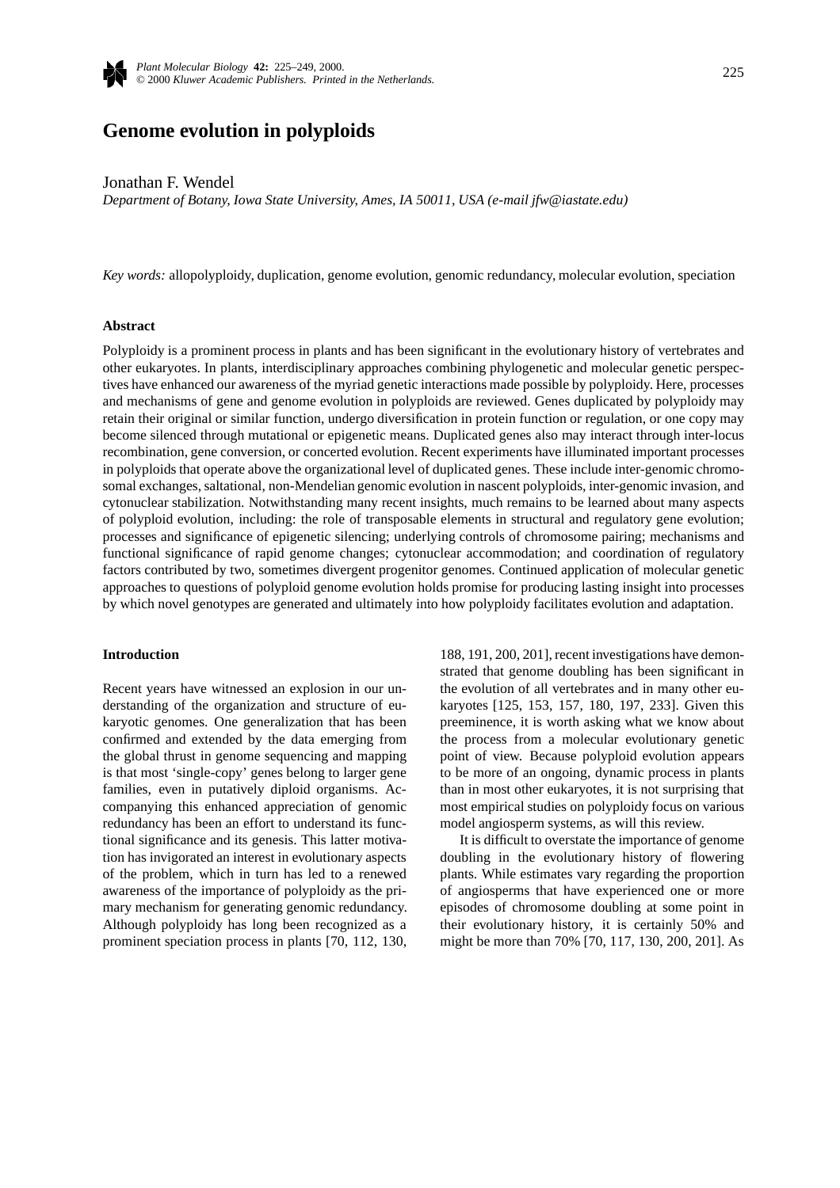# Genome evolution in polyploids

Jonathan F. Wendel

*Department of Botany, Iowa State University, Ames, IA 50011, USA (e-mail jfw@iastate.edu)*

*Key words:* allopolyploidy, duplication, genome evolution, genomic redundancy, molecular evolution, speciation

## Abstract

Polyploidy is a prominent process in plants and has been significant in the evolutionary history of vertebrates and other eukaryotes. In plants, interdisciplinary approaches combining phylogenetic and molecular genetic perspectives have enhanced our awareness of the myriad genetic interactions made possible by polyploidy. Here, processes and mechanisms of gene and genome evolution in polyploids are reviewed. Genes duplicated by polyploidy may retain their original or similar function, undergo diversification in protein function or regulation, or one copy may become silenced through mutational or epigenetic means. Duplicated genes also may interact through inter-locus recombination, gene conversion, or concerted evolution. Recent experiments have illuminated important processes in polyploids that operate above the organizational level of duplicated genes. These include inter-genomic chromosomal exchanges, saltational, non-Mendelian genomic evolution in nascent polyploids, inter-genomic invasion, and cytonuclear stabilization. Notwithstanding many recent insights, much remains to be learned about many aspects of polyploid evolution, including: the role of transposable elements in structural and regulatory gene evolution; processes and significance of epigenetic silencing; underlying controls of chromosome pairing; mechanisms and functional significance of rapid genome changes; cytonuclear accommodation; and coordination of regulatory factors contributed by two, sometimes divergent progenitor genomes. Continued application of molecular genetic approaches to questions of polyploid genome evolution holds promise for producing lasting insight into processes by which novel genotypes are generated and ultimately into how polyploidy facilitates evolution and adaptation.

## Introduction

Recent years have witnessed an explosion in our understanding of the organization and structure of eukaryotic genomes. One generalization that has been confirmed and extended by the data emerging from the global thrust in genome sequencing and mapping is that most 'single-copy' genes belong to larger gene families, even in putatively diploid organisms. Accompanying this enhanced appreciation of genomic redundancy has been an effort to understand its functional significance and its genesis. This latter motivation has invigorated an interest in evolutionary aspects of the problem, which in turn has led to a renewed awareness of the importance of polyploidy as the primary mechanism for generating genomic redundancy. Although polyploidy has long been recognized as a prominent speciation process in plants [70, 112, 130, 188, 191, 200, 201], recent investigations have demonstrated that genome doubling has been significant in the evolution of all vertebrates and in many other eukaryotes [125, 153, 157, 180, 197, 233]. Given this preeminence, it is worth asking what we know about the process from a molecular evolutionary genetic point of view. Because polyploid evolution appears to be more of an ongoing, dynamic process in plants than in most other eukaryotes, it is not surprising that most empirical studies on polyploidy focus on various model angiosperm systems, as will this review.

It is difficult to overstate the importance of genome doubling in the evolutionary history of flowering plants. While estimates vary regarding the proportion of angiosperms that have experienced one or more episodes of chromosome doubling at some point in their evolutionary history, it is certainly 50% and might be more than 70% [70, 117, 130, 200, 201]. As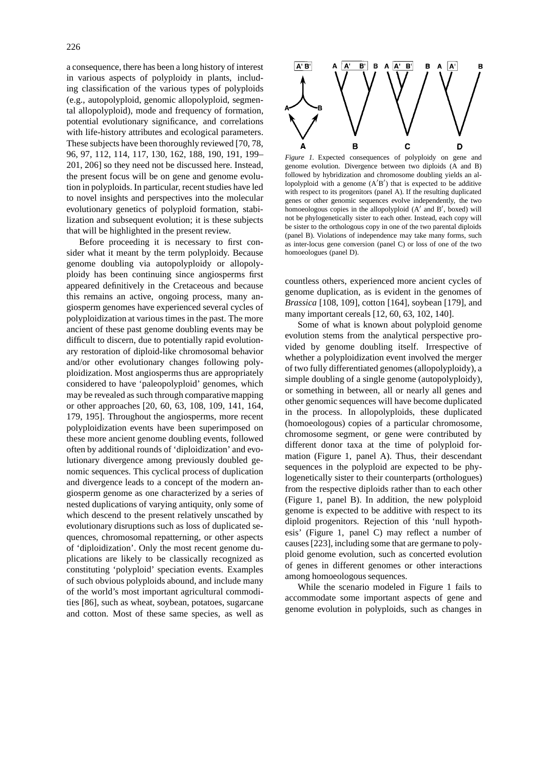a consequence, there has been a long history of interest in various aspects of polyploidy in plants, including classification of the various types of polyploids (e.g., autopolyploid, genomic allopolyploid, segmental allopolyploid), mode and frequency of formation, potential evolutionary significance, and correlations with life-history attributes and ecological parameters. These subjects have been thoroughly reviewed [70, 78, 96, 97, 112, 114, 117, 130, 162, 188, 190, 191, 199–201, 206] so they need not be discussed here. Instead, the present focus will be on gene and genome evolution in polyploids. In particular, recent studies have led to novel insights and perspectives into the molecular evolutionary genetics of polyploid formation, stabilization and subsequent evolution; it is these subjects that will be highlighted in the present review.

Before proceeding it is necessary to first consider what it meant by the term polyploidy. Because genome doubling via autopolyploidy or allopolyploidy has been continuing since angiosperms first appeared definitively in the Cretaceous and because this remains an active, ongoing process, many angiosperm genomes have experienced several cycles of polyploidization at various times in the past. The more ancient of these past genome doubling events may be difficult to discern, due to potentially rapid evolutionary restoration of diploid-like chromosomal behavior and/or other evolutionary changes following polyploidization. Most angiosperms thus are appropriately considered to have 'paleopolyploid' genomes, which may be revealed as such through comparative mapping or other approaches [20, 60, 63, 108, 109, 141, 164, 179, 195]. Throughout the angiosperms, more recent polyploidization events have been superimposed on these more ancient genome doubling events, followed often by additional rounds of 'diploidization' and evolutionary divergence among previously doubled genomic sequences. This cyclical process of duplication and divergence leads to a concept of the modern angiosperm genome as one characterized by a series of nested duplications of varying antiquity, only some of which descend to the present relatively unscathed by evolutionary disruptions such as loss of duplicated sequences, chromosomal repatterning, or other aspects of 'diploidization'. Only the most recent genome duplications are likely to be classically recognized as constituting 'polyploid' speciation events. Examples of such obvious polyploids abound, and include many of the world's most important agricultural commodities [86], such as wheat, soybean, potatoes, sugarcane and cotton. Most of these same species, as well as countless others, experienced more ancient cycles of genome duplication, as is evident in the genomes of *Brassica* [108, 109], cotton [164], soybean [179], and many important cereals [12, 60, 63, 102, 140].

*Figure 1.* Expected consequences of polyploidy on gene and genome evolution. Divergence between two diploids (A and B) followed by hybridization and chromosome doubling yields an allopolyploid with a genome (A′B′) that is expected to be additive with respect to its progenitors (panel A). If the resulting duplicated genes or other genomic sequences evolve independently, the two homoeologous copies in the allopolyploid (A′ and B′, boxed) will not be phylogenetically sister to each other. Instead, each copy will be sister to the orthologous copy in one of the two parental diploids (panel B). Violations of independence may take many forms, such as inter-locus gene conversion (panel C) or loss of one of the two homoeologues (panel D).

Some of what is known about polyploid genome evolution stems from the analytical perspective provided by genome doubling itself. Irrespective of whether a polyploidization event involved the merger of two fully differentiated genomes (allopolyploidy), a simple doubling of a single genome (autopolyploidy), or something in between, all or nearly all genes and other genomic sequences will have become duplicated in the process. In allopolyploids, these duplicated (homoeologous) copies of a particular chromosome, chromosome segment, or gene were contributed by different donor taxa at the time of polyploid formation (Figure 1, panel A). Thus, their descendant sequences in the polyploid are expected to be phylogenetically sister to their counterparts (orthologues) from the respective diploids rather than to each other (Figure 1, panel B). In addition, the new polyploid genome is expected to be additive with respect to its diploid progenitors. Rejection of this 'null hypothesis' (Figure 1, panel C) may reflect a number of causes [223], including some that are germane to polyploid genome evolution, such as concerted evolution of genes in different genomes or other interactions among homoeologous sequences.

While the scenario modeled in Figure 1 fails to accommodate some important aspects of gene and genome evolution in polyploids, such as changes in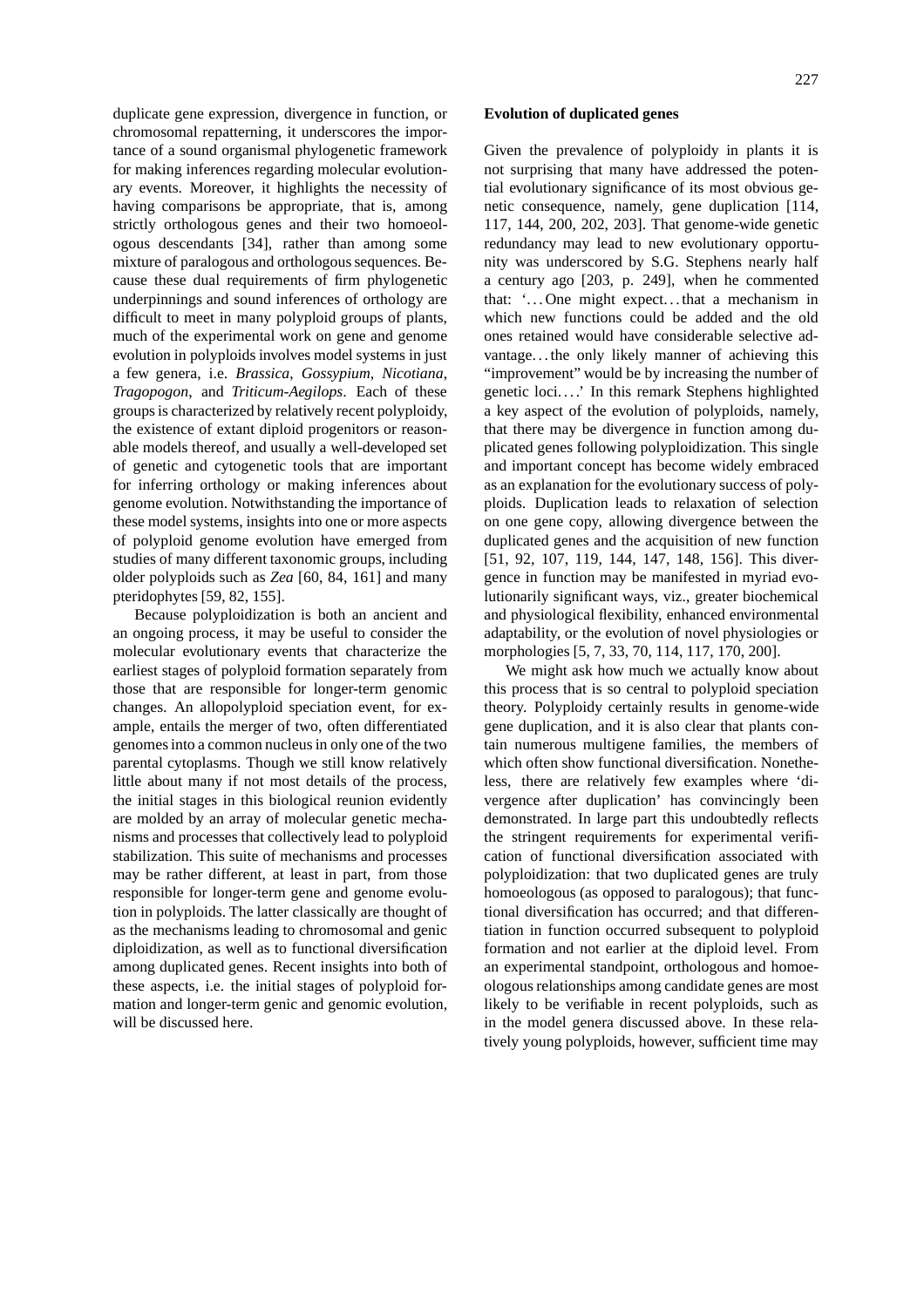duplicate gene expression, divergence in function, or chromosomal repatterning, it underscores the importance of a sound organismal phylogenetic framework for making inferences regarding molecular evolutionary events. Moreover, it highlights the necessity of having comparisons be appropriate, that is, among strictly orthologous genes and their two homoeologous descendants [34], rather than among some mixture of paralogous and orthologous sequences. Because these dual requirements of firm phylogenetic underpinnings and sound inferences of orthology are difficult to meet in many polyploid groups of plants, much of the experimental work on gene and genome evolution in polyploids involves model systems in just a few genera, i.e. *Brassica*, *Gossypium*, *Nicotiana*, *Tragopogon*, and *Triticum-Aegilops*. Each of these groups is characterized by relatively recent polyploidy, the existence of extant diploid progenitors or reasonable models thereof, and usually a well-developed set of genetic and cytogenetic tools that are important for inferring orthology or making inferences about genome evolution. Notwithstanding the importance of these model systems, insights into one or more aspects of polyploid genome evolution have emerged from studies of many different taxonomic groups, including older polyploids such as *Zea* [60, 84, 161] and many pteridophytes [59, 82, 155].

Because polyploidization is both an ancient and an ongoing process, it may be useful to consider the molecular evolutionary events that characterize the earliest stages of polyploid formation separately from those that are responsible for longer-term genomic changes. An allopolyploid speciation event, for example, entails the merger of two, often differentiated genomes into a common nucleus in only one of the two parental cytoplasms. Though we still know relatively little about many if not most details of the process, the initial stages in this biological reunion evidently are molded by an array of molecular genetic mechanisms and processes that collectively lead to polyploid stabilization. This suite of mechanisms and processes may be rather different, at least in part, from those responsible for longer-term gene and genome evolution in polyploids. The latter classically are thought of as the mechanisms leading to chromosomal and genic diploidization, as well as to functional diversification among duplicated genes. Recent insights into both of these aspects, i.e. the initial stages of polyploid formation and longer-term genic and genomic evolution, will be discussed here.

## Evolution of duplicated genes

Given the prevalence of polyploidy in plants it is not surprising that many have addressed the potential evolutionary significance of its most obvious genetic consequence, namely, gene duplication [114, 117, 144, 200, 202, 203]. That genome-wide genetic redundancy may lead to new evolutionary opportunity was underscored by S.G. Stephens nearly half a century ago [203, p. 249], when he commented that: '…One might expect…that a mechanism in which new functions could be added and the old ones retained would have considerable selective advantage…the only likely manner of achieving this "improvement" would be by increasing the number of genetic loci.…' In this remark Stephens highlighted a key aspect of the evolution of polyploids, namely, that there may be divergence in function among duplicated genes following polyploidization. This single and important concept has become widely embraced as an explanation for the evolutionary success of polyploids. Duplication leads to relaxation of selection on one gene copy, allowing divergence between the duplicated genes and the acquisition of new function [51, 92, 107, 119, 144, 147, 148, 156]. This divergence in function may be manifested in myriad evolutionarily significant ways, viz., greater biochemical and physiological flexibility, enhanced environmental adaptability, or the evolution of novel physiologies or morphologies [5, 7, 33, 70, 114, 117, 170, 200].

We might ask how much we actually know about this process that is so central to polyploid speciation theory. Polyploidy certainly results in genome-wide gene duplication, and it is also clear that plants contain numerous multigene families, the members of which often show functional diversification. Nonetheless, there are relatively few examples where 'divergence after duplication' has convincingly been demonstrated. In large part this undoubtedly reflects the stringent requirements for experimental verification of functional diversification associated with polyploidization: that two duplicated genes are truly homoeologous (as opposed to paralogous); that functional diversification has occurred; and that differentiation in function occurred subsequent to polyploid formation and not earlier at the diploid level. From an experimental standpoint, orthologous and homoeologous relationships among candidate genes are most likely to be verifiable in recent polyploids, such as in the model genera discussed above. In these relatively young polyploids, however, sufficient time may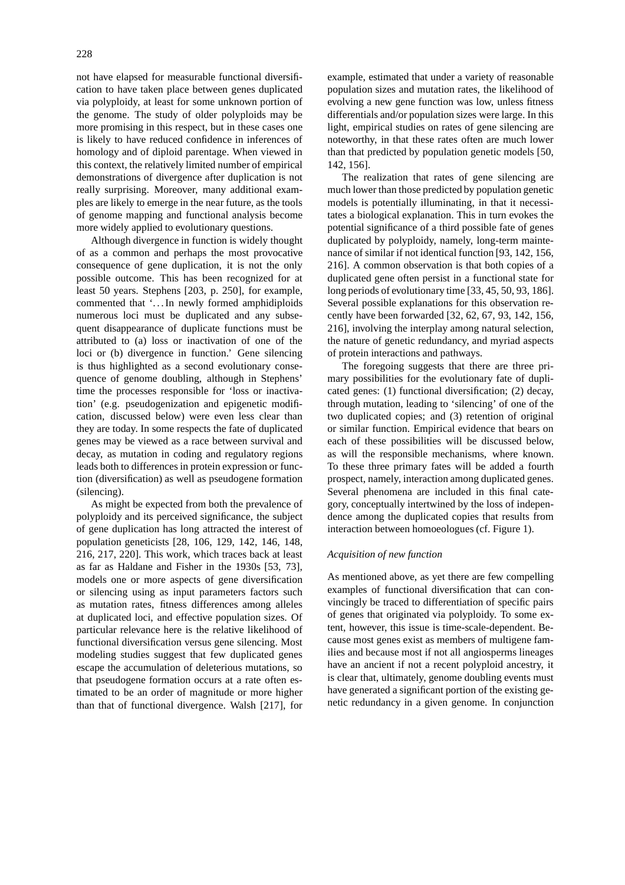not have elapsed for measurable functional diversification to have taken place between genes duplicated via polyploidy, at least for some unknown portion of the genome. The study of older polyploids may be more promising in this respect, but in these cases one is likely to have reduced confidence in inferences of homology and of diploid parentage. When viewed in this context, the relatively limited number of empirical demonstrations of divergence after duplication is not really surprising. Moreover, many additional examples are likely to emerge in the near future, as the tools of genome mapping and functional analysis become more widely applied to evolutionary questions.

Although divergence in function is widely thought of as a common and perhaps the most provocative consequence of gene duplication, it is not the only possible outcome. This has been recognized for at least 50 years. Stephens [203, p. 250], for example, commented that '…In newly formed amphidiploids numerous loci must be duplicated and any subsequent disappearance of duplicate functions must be attributed to (a) loss or inactivation of one of the loci or (b) divergence in function.' Gene silencing is thus highlighted as a second evolutionary consequence of genome doubling, although in Stephens' time the processes responsible for 'loss or inactivation' (e.g. pseudogenization and epigenetic modification, discussed below) were even less clear than they are today. In some respects the fate of duplicated genes may be viewed as a race between survival and decay, as mutation in coding and regulatory regions leads both to differences in protein expression or function (diversification) as well as pseudogene formation (silencing).

As might be expected from both the prevalence of polyploidy and its perceived significance, the subject of gene duplication has long attracted the interest of population geneticists [28, 106, 129, 142, 146, 148, 216, 217, 220]. This work, which traces back at least as far as Haldane and Fisher in the 1930s [53, 73], models one or more aspects of gene diversification or silencing using as input parameters factors such as mutation rates, fitness differences among alleles at duplicated loci, and effective population sizes. Of particular relevance here is the relative likelihood of functional diversification versus gene silencing. Most modeling studies suggest that few duplicated genes escape the accumulation of deleterious mutations, so that pseudogene formation occurs at a rate often estimated to be an order of magnitude or more higher than that of functional divergence. Walsh [217], for example, estimated that under a variety of reasonable population sizes and mutation rates, the likelihood of evolving a new gene function was low, unless fitness differentials and/or population sizes were large. In this light, empirical studies on rates of gene silencing are noteworthy, in that these rates often are much lower than that predicted by population genetic models [50, 142, 156].

The realization that rates of gene silencing are much lower than those predicted by population genetic models is potentially illuminating, in that it necessitates a biological explanation. This in turn evokes the potential significance of a third possible fate of genes duplicated by polyploidy, namely, long-term maintenance of similar if not identical function [93, 142, 156, 216]. A common observation is that both copies of a duplicated gene often persist in a functional state for long periods of evolutionary time [33, 45, 50, 93, 186]. Several possible explanations for this observation recently have been forwarded [32, 62, 67, 93, 142, 156, 216], involving the interplay among natural selection, the nature of genetic redundancy, and myriad aspects of protein interactions and pathways.

The foregoing suggests that there are three primary possibilities for the evolutionary fate of duplicated genes: (1) functional diversification; (2) decay, through mutation, leading to 'silencing' of one of the two duplicated copies; and (3) retention of original or similar function. Empirical evidence that bears on each of these possibilities will be discussed below, as will the responsible mechanisms, where known. To these three primary fates will be added a fourth prospect, namely, interaction among duplicated genes. Several phenomena are included in this final category, conceptually intertwined by the loss of independence among the duplicated copies that results from interaction between homoeologues (cf. Figure 1).

*Acquisition of new function*

As mentioned above, as yet there are few compelling examples of functional diversification that can convincingly be traced to differentiation of specific pairs of genes that originated via polyploidy. To some extent, however, this issue is time-scale-dependent. Because most genes exist as members of multigene families and because most if not all angiosperms lineages have an ancient if not a recent polyploid ancestry, it is clear that, ultimately, genome doubling events must have generated a significant portion of the existing genetic redundancy in a given genome. In conjunction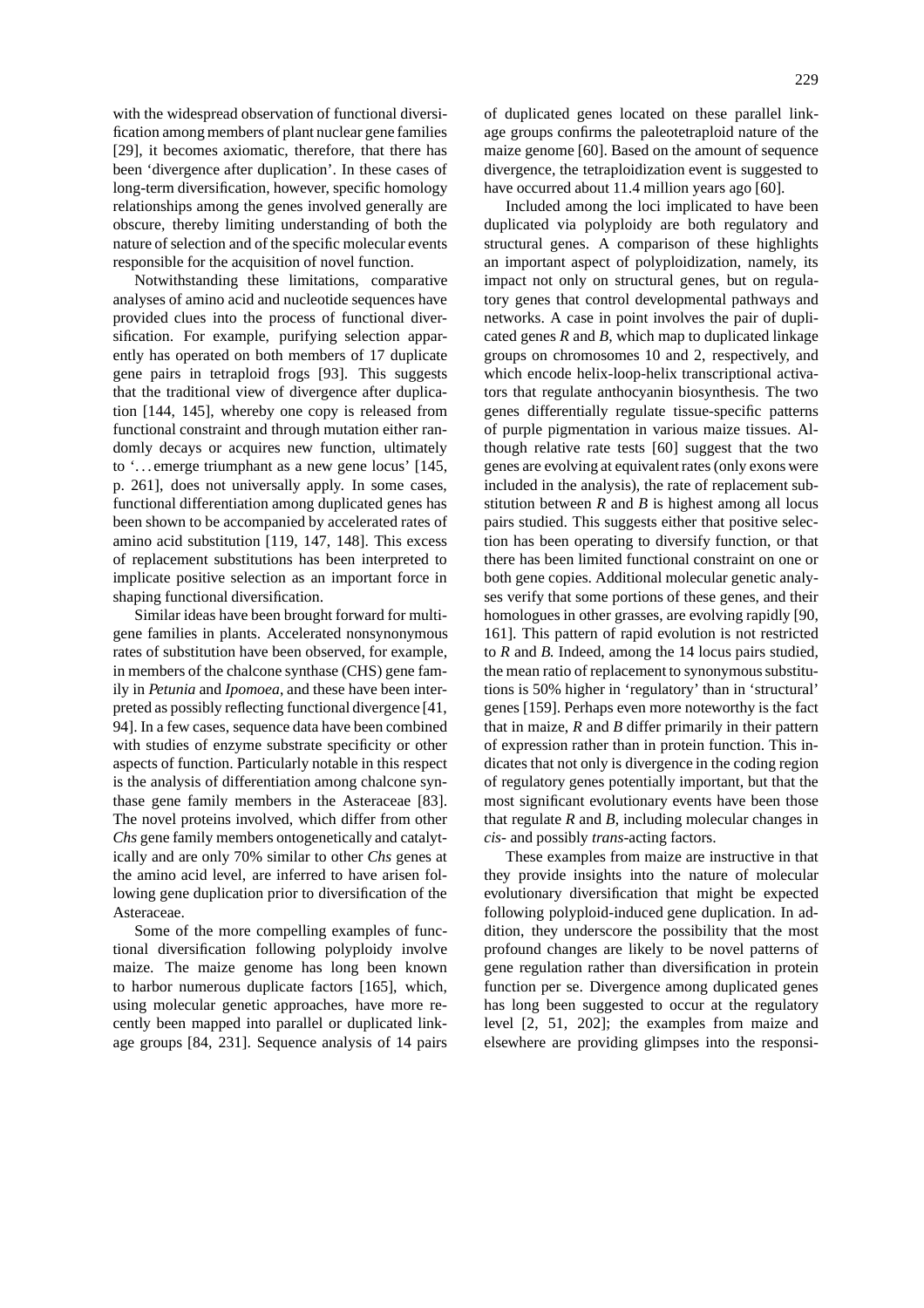with the widespread observation of functional diversification among members of plant nuclear gene families [29], it becomes axiomatic, therefore, that there has been 'divergence after duplication'. In these cases of long-term diversification, however, specific homology relationships among the genes involved generally are obscure, thereby limiting understanding of both the nature of selection and of the specific molecular events responsible for the acquisition of novel function.

Notwithstanding these limitations, comparative analyses of amino acid and nucleotide sequences have provided clues into the process of functional diversification. For example, purifying selection apparently has operated on both members of 17 duplicate gene pairs in tetraploid frogs [93]. This suggests that the traditional view of divergence after duplication [144, 145], whereby one copy is released from functional constraint and through mutation either randomly decays or acquires new function, ultimately to '. . . emerge triumphant as a new gene locus' [145, p. 261], does not universally apply. In some cases, functional differentiation among duplicated genes has been shown to be accompanied by accelerated rates of amino acid substitution [119, 147, 148]. This excess of replacement substitutions has been interpreted to implicate positive selection as an important force in shaping functional diversification.

Similar ideas have been brought forward for multigene families in plants. Accelerated nonsynonymous rates of substitution have been observed, for example, in members of the chalcone synthase (CHS) gene family in *Petunia* and *Ipomoea*, and these have been interpreted as possibly reflecting functional divergence [41, 94]. In a few cases, sequence data have been combined with studies of enzyme substrate specificity or other aspects of function. Particularly notable in this respect is the analysis of differentiation among chalcone synthase gene family members in the Asteraceae [83]. The novel proteins involved, which differ from other *Chs* gene family members ontogenetically and catalytically and are only 70% similar to other *Chs* genes at the amino acid level, are inferred to have arisen following gene duplication prior to diversification of the Asteraceae.

Some of the more compelling examples of functional diversification following polyploidy involve maize. The maize genome has long been known to harbor numerous duplicate factors [165], which, using molecular genetic approaches, have more recently been mapped into parallel or duplicated linkage groups [84, 231]. Sequence analysis of 14 pairs of duplicated genes located on these parallel linkage groups confirms the paleotetraploid nature of the maize genome [60]. Based on the amount of sequence divergence, the tetraploidization event is suggested to have occurred about 11.4 million years ago [60].

Included among the loci implicated to have been duplicated via polyploidy are both regulatory and structural genes. A comparison of these highlights an important aspect of polyploidization, namely, its impact not only on structural genes, but on regulatory genes that control developmental pathways and networks. A case in point involves the pair of duplicated genes *R* and *B*, which map to duplicated linkage groups on chromosomes 10 and 2, respectively, and which encode helix-loop-helix transcriptional activators that regulate anthocyanin biosynthesis. The two genes differentially regulate tissue-specific patterns of purple pigmentation in various maize tissues. Although relative rate tests [60] suggest that the two genes are evolving at equivalent rates (only exons were included in the analysis), the rate of replacement substitution between *R* and *B* is highest among all locus pairs studied. This suggests either that positive selection has been operating to diversify function, or that there has been limited functional constraint on one or both gene copies. Additional molecular genetic analyses verify that some portions of these genes, and their homologues in other grasses, are evolving rapidly [90, 161]. This pattern of rapid evolution is not restricted to *R* and *B*. Indeed, among the 14 locus pairs studied, the mean ratio of replacement to synonymous substitutions is 50% higher in 'regulatory' than in 'structural' genes [159]. Perhaps even more noteworthy is the fact that in maize, *R* and *B* differ primarily in their pattern of expression rather than in protein function. This indicates that not only is divergence in the coding region of regulatory genes potentially important, but that the most significant evolutionary events have been those that regulate *R* and *B*, including molecular changes in *cis*- and possibly *trans*-acting factors.

These examples from maize are instructive in that they provide insights into the nature of molecular evolutionary diversification that might be expected following polyploid-induced gene duplication. In addition, they underscore the possibility that the most profound changes are likely to be novel patterns of gene regulation rather than diversification in protein function per se. Divergence among duplicated genes has long been suggested to occur at the regulatory level [2, 51, 202]; the examples from maize and elsewhere are providing glimpses into the responsi-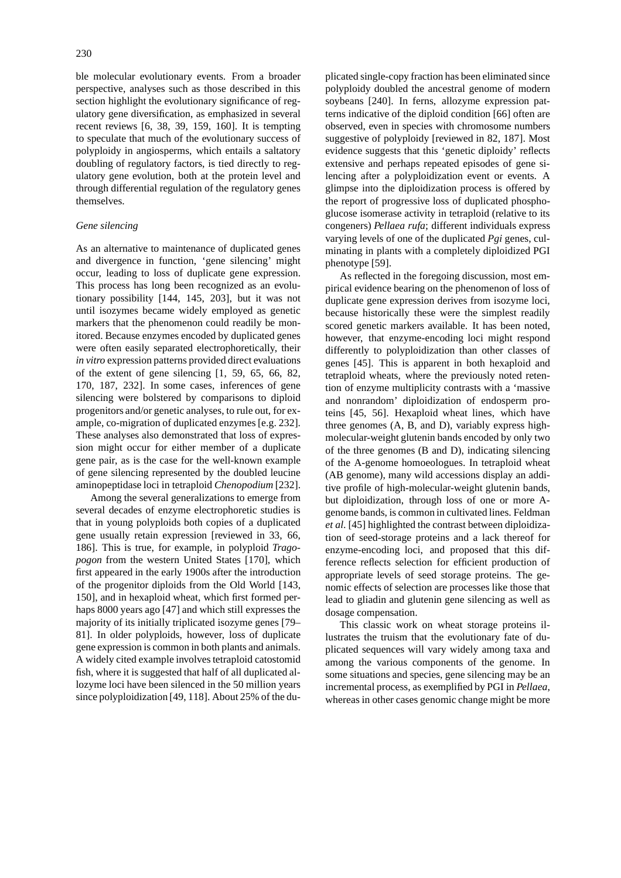ble molecular evolutionary events. From a broader perspective, analyses such as those described in this section highlight the evolutionary significance of regulatory gene diversification, as emphasized in several recent reviews [6, 38, 39, 159, 160]. It is tempting to speculate that much of the evolutionary success of polyploidy in angiosperms, which entails a saltatory doubling of regulatory factors, is tied directly to regulatory gene evolution, both at the protein level and through differential regulation of the regulatory genes themselves.

### *Gene silencing*

As an alternative to maintenance of duplicated genes and divergence in function, 'gene silencing' might occur, leading to loss of duplicate gene expression. This process has long been recognized as an evolutionary possibility [144, 145, 203], but it was not until isozymes became widely employed as genetic markers that the phenomenon could readily be monitored. Because enzymes encoded by duplicated genes were often easily separated electrophoretically, their *in vitro* expression patterns provided direct evaluations of the extent of gene silencing [1, 59, 65, 66, 82, 170, 187, 232]. In some cases, inferences of gene silencing were bolstered by comparisons to diploid progenitors and/or genetic analyses, to rule out, for example, co-migration of duplicated enzymes [e.g. 232]. These analyses also demonstrated that loss of expression might occur for either member of a duplicate gene pair, as is the case for the well-known example of gene silencing represented by the doubled leucine aminopeptidase loci in tetraploid *Chenopodium* [232].

Among the several generalizations to emerge from several decades of enzyme electrophoretic studies is that in young polyploids both copies of a duplicated gene usually retain expression [reviewed in 33, 66, 186]. This is true, for example, in polyploid *Tragopogon* from the western United States [170], which first appeared in the early 1900s after the introduction of the progenitor diploids from the Old World [143, 150], and in hexaploid wheat, which first formed perhaps 8000 years ago [47] and which still expresses the majority of its initially triplicated isozyme genes [79–81]. In older polyploids, however, loss of duplicate gene expression is common in both plants and animals. A widely cited example involves tetraploid catostomid fish, where it is suggested that half of all duplicated allozyme loci have been silenced in the 50 million years since polyploidization [49, 118]. About 25% of the duplicated single-copy fraction has been eliminated since polyploidy doubled the ancestral genome of modern soybeans [240]. In ferns, allozyme expression patterns indicative of the diploid condition [66] often are observed, even in species with chromosome numbers suggestive of polyploidy [reviewed in 82, 187]. Most evidence suggests that this 'genetic diploidy' reflects extensive and perhaps repeated episodes of gene silencing after a polyploidization event or events. A glimpse into the diploidization process is offered by the report of progressive loss of duplicated phosphoglucose isomerase activity in tetraploid (relative to its congeners) *Pellaea rufa*; different individuals express varying levels of one of the duplicated *Pgi* genes, culminating in plants with a completely diploidized PGI phenotype [59].

As reflected in the foregoing discussion, most empirical evidence bearing on the phenomenon of loss of duplicate gene expression derives from isozyme loci, because historically these were the simplest readily scored genetic markers available. It has been noted, however, that enzyme-encoding loci might respond differently to polyploidization than other classes of genes [45]. This is apparent in both hexaploid and tetraploid wheats, where the previously noted retention of enzyme multiplicity contrasts with a 'massive and nonrandom' diploidization of endosperm proteins [45, 56]. Hexaploid wheat lines, which have three genomes (A, B, and D), variably express high-molecular-weight glutenin bands encoded by only two of the three genomes (B and D), indicating silencing of the A-genome homoeologues. In tetraploid wheat (AB genome), many wild accessions display an additive profile of high-molecular-weight glutenin bands, but diploidization, through loss of one or more A-genome bands, is common in cultivated lines. Feldman *et al.* [45] highlighted the contrast between diploidization of seed-storage proteins and a lack thereof for enzyme-encoding loci, and proposed that this difference reflects selection for efficient production of appropriate levels of seed storage proteins. The genomic effects of selection are processes like those that lead to gliadin and glutenin gene silencing as well as dosage compensation.

This classic work on wheat storage proteins illustrates the truism that the evolutionary fate of duplicated sequences will vary widely among taxa and among the various components of the genome. In some situations and species, gene silencing may be an incremental process, as exemplified by PGI in *Pellaea*, whereas in other cases genomic change might be more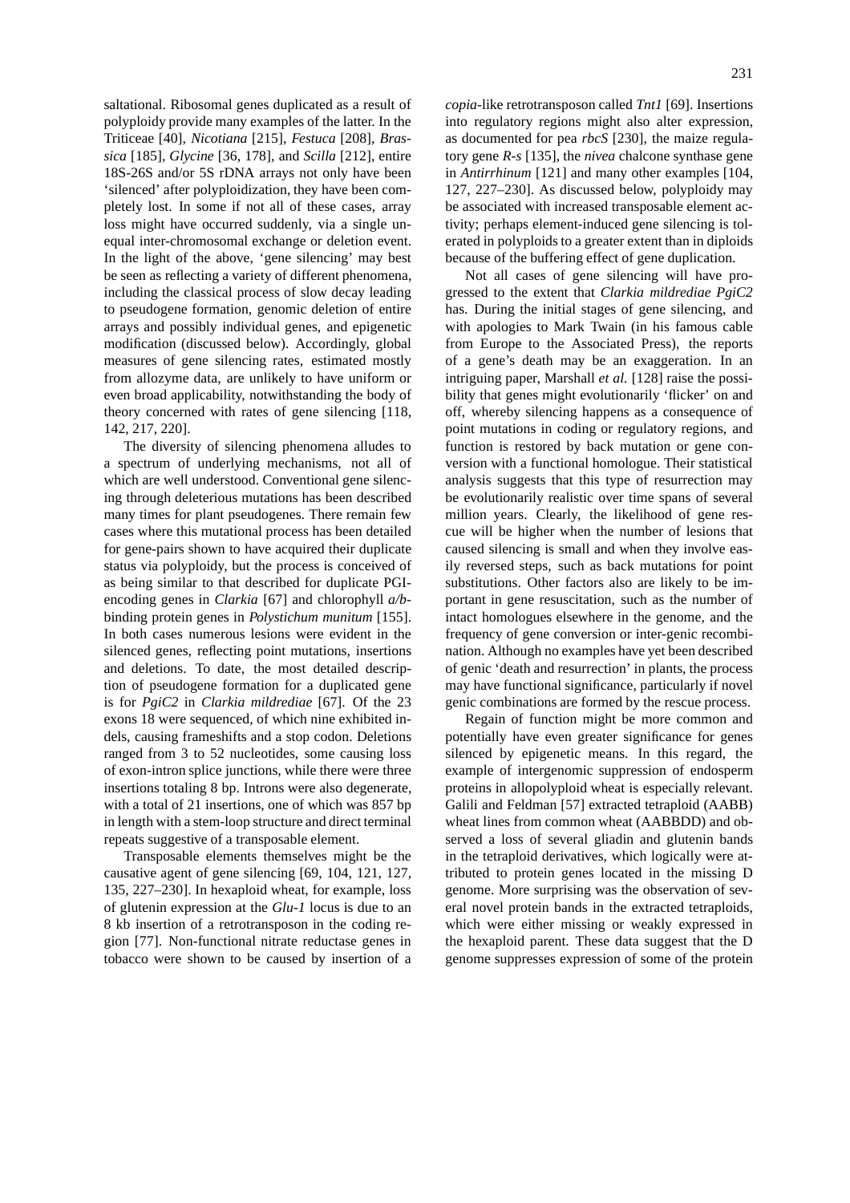saltational. Ribosomal genes duplicated as a result of polyploidy provide many examples of the latter. In the Triticeae [40], *Nicotiana* [215], *Festuca* [208], *Brassica* [185], *Glycine* [36, 178], and *Scilla* [212], entire 18S-26S and/or 5S rDNA arrays not only have been 'silenced' after polyploidization, they have been completely lost. In some if not all of these cases, array loss might have occurred suddenly, via a single unequal inter-chromosomal exchange or deletion event. In the light of the above, 'gene silencing' may best be seen as reflecting a variety of different phenomena, including the classical process of slow decay leading to pseudogene formation, genomic deletion of entire arrays and possibly individual genes, and epigenetic modification (discussed below). Accordingly, global measures of gene silencing rates, estimated mostly from allozyme data, are unlikely to have uniform or even broad applicability, notwithstanding the body of theory concerned with rates of gene silencing [118, 142, 217, 220].

The diversity of silencing phenomena alludes to a spectrum of underlying mechanisms, not all of which are well understood. Conventional gene silencing through deleterious mutations has been described many times for plant pseudogenes. There remain few cases where this mutational process has been detailed for gene-pairs shown to have acquired their duplicate status via polyploidy, but the process is conceived of as being similar to that described for duplicate PGI-encoding genes in *Clarkia* [67] and chlorophyll *a/b*-binding protein genes in *Polystichum munitum* [155]. In both cases numerous lesions were evident in the silenced genes, reflecting point mutations, insertions and deletions. To date, the most detailed description of pseudogene formation for a duplicated gene is for *PgiC2* in *Clarkia mildrediae* [67]. Of the 23 exons 18 were sequenced, of which nine exhibited indels, causing frameshifts and a stop codon. Deletions ranged from 3 to 52 nucleotides, some causing loss of exon-intron splice junctions, while there were three insertions totaling 8 bp. Introns were also degenerate, with a total of 21 insertions, one of which was 857 bp in length with a stem-loop structure and direct terminal repeats suggestive of a transposable element.

Transposable elements themselves might be the causative agent of gene silencing [69, 104, 121, 127, 135, 227–230]. In hexaploid wheat, for example, loss of glutenin expression at the *Glu-1* locus is due to an 8 kb insertion of a retrotransposon in the coding region [77]. Non-functional nitrate reductase genes in tobacco were shown to be caused by insertion of a *copia*-like retrotransposon called *Tnt1* [69]. Insertions into regulatory regions might also alter expression, as documented for pea *rbcS* [230], the maize regulatory gene *R-s* [135], the *nivea* chalcone synthase gene in *Antirrhinum* [121] and many other examples [104, 127, 227–230]. As discussed below, polyploidy may be associated with increased transposable element activity; perhaps element-induced gene silencing is tolerated in polyploids to a greater extent than in diploids because of the buffering effect of gene duplication.

Not all cases of gene silencing will have progressed to the extent that *Clarkia mildrediae PgiC2* has. During the initial stages of gene silencing, and with apologies to Mark Twain (in his famous cable from Europe to the Associated Press), the reports of a gene's death may be an exaggeration. In an intriguing paper, Marshall *et al.* [128] raise the possibility that genes might evolutionarily 'flicker' on and off, whereby silencing happens as a consequence of point mutations in coding or regulatory regions, and function is restored by back mutation or gene conversion with a functional homologue. Their statistical analysis suggests that this type of resurrection may be evolutionarily realistic over time spans of several million years. Clearly, the likelihood of gene rescue will be higher when the number of lesions that caused silencing is small and when they involve easily reversed steps, such as back mutations for point substitutions. Other factors also are likely to be important in gene resuscitation, such as the number of intact homologues elsewhere in the genome, and the frequency of gene conversion or inter-genic recombination. Although no examples have yet been described of genic 'death and resurrection' in plants, the process may have functional significance, particularly if novel genic combinations are formed by the rescue process.

Regain of function might be more common and potentially have even greater significance for genes silenced by epigenetic means. In this regard, the example of intergenomic suppression of endosperm proteins in allopolyploid wheat is especially relevant. Galili and Feldman [57] extracted tetraploid (AABB) wheat lines from common wheat (AABBDD) and observed a loss of several gliadin and glutenin bands in the tetraploid derivatives, which logically were attributed to protein genes located in the missing D genome. More surprising was the observation of several novel protein bands in the extracted tetraploids, which were either missing or weakly expressed in the hexaploid parent. These data suggest that the D genome suppresses expression of some of the protein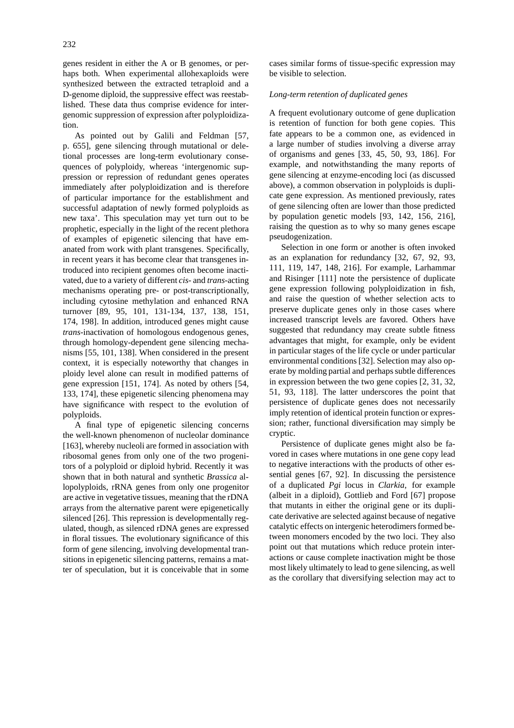genes resident in either the A or B genomes, or perhaps both. When experimental allohexaploids were synthesized between the extracted tetraploid and a D-genome diploid, the suppressive effect was reestablished. These data thus comprise evidence for intergenomic suppression of expression after polyploidization.

As pointed out by Galili and Feldman [57, p. 655], gene silencing through mutational or deletional processes are long-term evolutionary consequences of polyploidy, whereas 'intergenomic suppression or repression of redundant genes operates immediately after polyploidization and is therefore of particular importance for the establishment and successful adaptation of newly formed polyploids as new taxa'. This speculation may yet turn out to be prophetic, especially in the light of the recent plethora of examples of epigenetic silencing that have emanated from work with plant transgenes. Specifically, in recent years it has become clear that transgenes introduced into recipient genomes often become inactivated, due to a variety of different *cis*- and *trans*-acting mechanisms operating pre- or post-transcriptionally, including cytosine methylation and enhanced RNA turnover [89, 95, 101, 131-134, 137, 138, 151, 174, 198]. In addition, introduced genes might cause *trans*-inactivation of homologous endogenous genes, through homology-dependent gene silencing mechanisms [55, 101, 138]. When considered in the present context, it is especially noteworthy that changes in ploidy level alone can result in modified patterns of gene expression [151, 174]. As noted by others [54, 133, 174], these epigenetic silencing phenomena may have significance with respect to the evolution of polyploids.

A final type of epigenetic silencing concerns the well-known phenomenon of nucleolar dominance [163], whereby nucleoli are formed in association with ribosomal genes from only one of the two progenitors of a polyploid or diploid hybrid. Recently it was shown that in both natural and synthetic *Brassica* allopolyploids, rRNA genes from only one progenitor are active in vegetative tissues, meaning that the rDNA arrays from the alternative parent were epigenetically silenced [26]. This repression is developmentally regulated, though, as silenced rDNA genes are expressed in floral tissues. The evolutionary significance of this form of gene silencing, involving developmental transitions in epigenetic silencing patterns, remains a matter of speculation, but it is conceivable that in some cases similar forms of tissue-specific expression may be visible to selection.

### *Long-term retention of duplicated genes*

A frequent evolutionary outcome of gene duplication is retention of function for both gene copies. This fate appears to be a common one, as evidenced in a large number of studies involving a diverse array of organisms and genes [33, 45, 50, 93, 186]. For example, and notwithstanding the many reports of gene silencing at enzyme-encoding loci (as discussed above), a common observation in polyploids is duplicate gene expression. As mentioned previously, rates of gene silencing often are lower than those predicted by population genetic models [93, 142, 156, 216], raising the question as to why so many genes escape pseudogenization.

Selection in one form or another is often invoked as an explanation for redundancy [32, 67, 92, 93, 111, 119, 147, 148, 216]. For example, Larhammar and Risinger [111] note the persistence of duplicate gene expression following polyploidization in fish, and raise the question of whether selection acts to preserve duplicate genes only in those cases where increased transcript levels are favored. Others have suggested that redundancy may create subtle fitness advantages that might, for example, only be evident in particular stages of the life cycle or under particular environmental conditions [32]. Selection may also operate by molding partial and perhaps subtle differences in expression between the two gene copies [2, 31, 32, 51, 93, 118]. The latter underscores the point that persistence of duplicate genes does not necessarily imply retention of identical protein function or expression; rather, functional diversification may simply be cryptic.

Persistence of duplicate genes might also be favored in cases where mutations in one gene copy lead to negative interactions with the products of other essential genes [67, 92]. In discussing the persistence of a duplicated *Pgi* locus in *Clarkia*, for example (albeit in a diploid), Gottlieb and Ford [67] propose that mutants in either the original gene or its duplicate derivative are selected against because of negative catalytic effects on intergenic heterodimers formed between monomers encoded by the two loci. They also point out that mutations which reduce protein interactions or cause complete inactivation might be those most likely ultimately to lead to gene silencing, as well as the corollary that diversifying selection may act to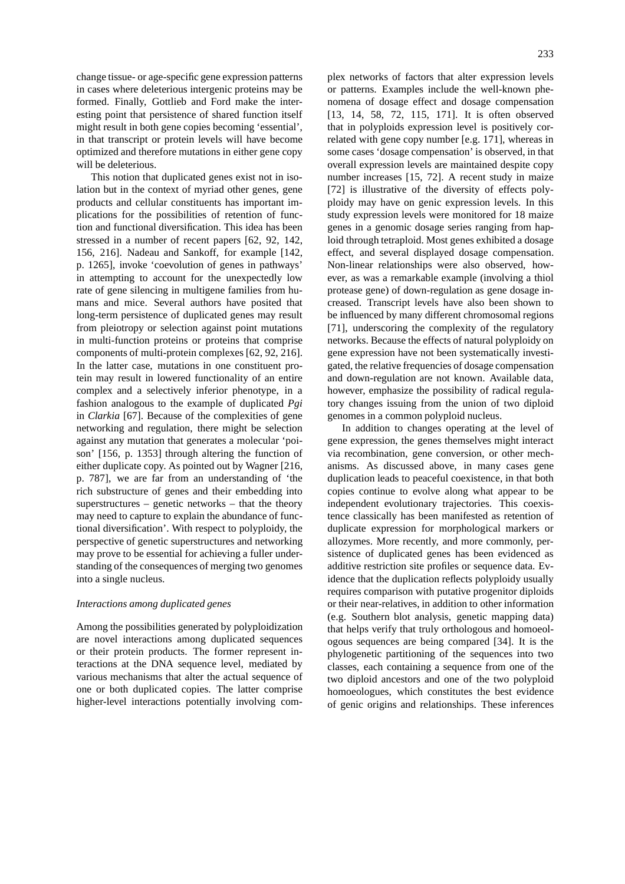change tissue- or age-specific gene expression patterns in cases where deleterious intergenic proteins may be formed. Finally, Gottlieb and Ford make the interesting point that persistence of shared function itself might result in both gene copies becoming 'essential', in that transcript or protein levels will have become optimized and therefore mutations in either gene copy will be deleterious.

This notion that duplicated genes exist not in isolation but in the context of myriad other genes, gene products and cellular constituents has important implications for the possibilities of retention of function and functional diversification. This idea has been stressed in a number of recent papers [62, 92, 142, 156, 216]. Nadeau and Sankoff, for example [142, p. 1265], invoke 'coevolution of genes in pathways' in attempting to account for the unexpectedly low rate of gene silencing in multigene families from humans and mice. Several authors have posited that long-term persistence of duplicated genes may result from pleiotropy or selection against point mutations in multi-function proteins or proteins that comprise components of multi-protein complexes [62, 92, 216]. In the latter case, mutations in one constituent protein may result in lowered functionality of an entire complex and a selectively inferior phenotype, in a fashion analogous to the example of duplicated *Pgi* in *Clarkia* [67]. Because of the complexities of gene networking and regulation, there might be selection against any mutation that generates a molecular 'poison' [156, p. 1353] through altering the function of either duplicate copy. As pointed out by Wagner [216, p. 787], we are far from an understanding of 'the rich substructure of genes and their embedding into superstructures – genetic networks – that the theory may need to capture to explain the abundance of functional diversification'. With respect to polyploidy, the perspective of genetic superstructures and networking may prove to be essential for achieving a fuller understanding of the consequences of merging two genomes into a single nucleus.

### *Interactions among duplicated genes*

Among the possibilities generated by polyploidization are novel interactions among duplicated sequences or their protein products. The former represent interactions at the DNA sequence level, mediated by various mechanisms that alter the actual sequence of one or both duplicated copies. The latter comprise higher-level interactions potentially involving complex networks of factors that alter expression levels or patterns. Examples include the well-known phenomena of dosage effect and dosage compensation [13, 14, 58, 72, 115, 171]. It is often observed that in polyploids expression level is positively correlated with gene copy number [e.g. 171], whereas in some cases 'dosage compensation' is observed, in that overall expression levels are maintained despite copy number increases [15, 72]. A recent study in maize [72] is illustrative of the diversity of effects polyploidy may have on genic expression levels. In this study expression levels were monitored for 18 maize genes in a genomic dosage series ranging from haploid through tetraploid. Most genes exhibited a dosage effect, and several displayed dosage compensation. Non-linear relationships were also observed, however, as was a remarkable example (involving a thiol protease gene) of down-regulation as gene dosage increased. Transcript levels have also been shown to be influenced by many different chromosomal regions [71], underscoring the complexity of the regulatory networks. Because the effects of natural polyploidy on gene expression have not been systematically investigated, the relative frequencies of dosage compensation and down-regulation are not known. Available data, however, emphasize the possibility of radical regulatory changes issuing from the union of two diploid genomes in a common polyploid nucleus.

In addition to changes operating at the level of gene expression, the genes themselves might interact via recombination, gene conversion, or other mechanisms. As discussed above, in many cases gene duplication leads to peaceful coexistence, in that both copies continue to evolve along what appear to be independent evolutionary trajectories. This coexistence classically has been manifested as retention of duplicate expression for morphological markers or allozymes. More recently, and more commonly, persistence of duplicated genes has been evidenced as additive restriction site profiles or sequence data. Evidence that the duplication reflects polyploidy usually requires comparison with putative progenitor diploids or their near-relatives, in addition to other information (e.g. Southern blot analysis, genetic mapping data) that helps verify that truly orthologous and homoeologous sequences are being compared [34]. It is the phylogenetic partitioning of the sequences into two classes, each containing a sequence from one of the two diploid ancestors and one of the two polyploid homoeologues, which constitutes the best evidence of genic origins and relationships. These inferences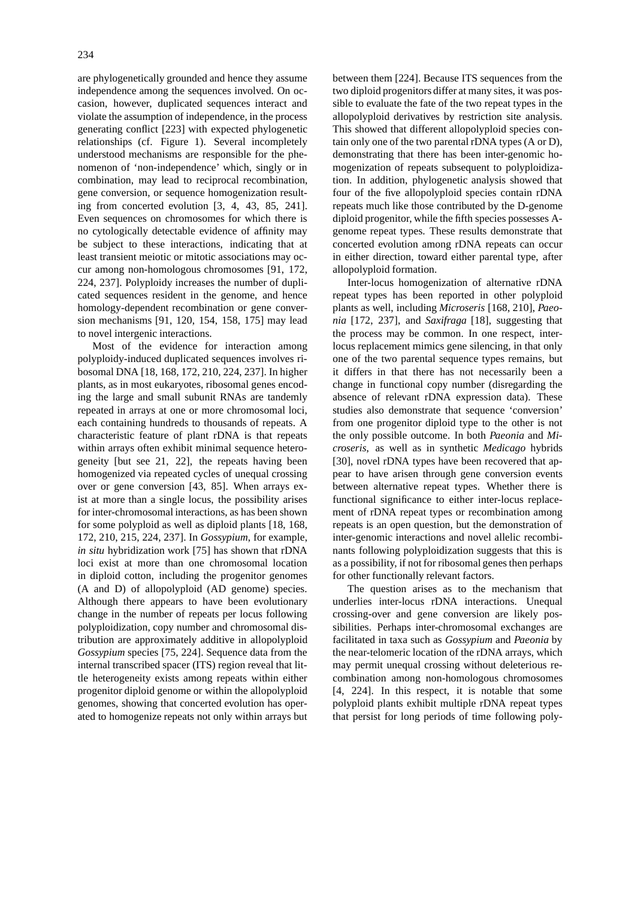are phylogenetically grounded and hence they assume independence among the sequences involved. On occasion, however, duplicated sequences interact and violate the assumption of independence, in the process generating conflict [223] with expected phylogenetic relationships (cf. Figure 1). Several incompletely understood mechanisms are responsible for the phenomenon of 'non-independence' which, singly or in combination, may lead to reciprocal recombination, gene conversion, or sequence homogenization resulting from concerted evolution [3, 4, 43, 85, 241]. Even sequences on chromosomes for which there is no cytologically detectable evidence of affinity may be subject to these interactions, indicating that at least transient meiotic or mitotic associations may occur among non-homologous chromosomes [91, 172, 224, 237]. Polyploidy increases the number of duplicated sequences resident in the genome, and hence homology-dependent recombination or gene conversion mechanisms [91, 120, 154, 158, 175] may lead to novel intergenic interactions.

Most of the evidence for interaction among polyploidy-induced duplicated sequences involves ribosomal DNA [18, 168, 172, 210, 224, 237]. In higher plants, as in most eukaryotes, ribosomal genes encoding the large and small subunit RNAs are tandemly repeated in arrays at one or more chromosomal loci, each containing hundreds to thousands of repeats. A characteristic feature of plant rDNA is that repeats within arrays often exhibit minimal sequence heterogeneity [but see 21, 22], the repeats having been homogenized via repeated cycles of unequal crossing over or gene conversion [43, 85]. When arrays exist at more than a single locus, the possibility arises for inter-chromosomal interactions, as has been shown for some polyploid as well as diploid plants [18, 168, 172, 210, 215, 224, 237]. In *Gossypium*, for example, *in situ* hybridization work [75] has shown that rDNA loci exist at more than one chromosomal location in diploid cotton, including the progenitor genomes (A and D) of allopolyploid (AD genome) species. Although there appears to have been evolutionary change in the number of repeats per locus following polyploidization, copy number and chromosomal distribution are approximately additive in allopolyploid *Gossypium* species [75, 224]. Sequence data from the internal transcribed spacer (ITS) region reveal that little heterogeneity exists among repeats within either progenitor diploid genome or within the allopolyploid genomes, showing that concerted evolution has operated to homogenize repeats not only within arrays but between them [224]. Because ITS sequences from the two diploid progenitors differ at many sites, it was possible to evaluate the fate of the two repeat types in the allopolyploid derivatives by restriction site analysis. This showed that different allopolyploid species contain only one of the two parental rDNA types (A or D), demonstrating that there has been inter-genomic homogenization of repeats subsequent to polyploidization. In addition, phylogenetic analysis showed that four of the five allopolyploid species contain rDNA repeats much like those contributed by the D-genome diploid progenitor, while the fifth species possesses A-genome repeat types. These results demonstrate that concerted evolution among rDNA repeats can occur in either direction, toward either parental type, after allopolyploid formation.

Inter-locus homogenization of alternative rDNA repeat types has been reported in other polyploid plants as well, including *Microseris* [168, 210], *Paeonia* [172, 237], and *Saxifraga* [18], suggesting that the process may be common. In one respect, inter-locus replacement mimics gene silencing, in that only one of the two parental sequence types remains, but it differs in that there has not necessarily been a change in functional copy number (disregarding the absence of relevant rDNA expression data). These studies also demonstrate that sequence 'conversion' from one progenitor diploid type to the other is not the only possible outcome. In both *Paeonia* and *Microseris*, as well as in synthetic *Medicago* hybrids [30], novel rDNA types have been recovered that appear to have arisen through gene conversion events between alternative repeat types. Whether there is functional significance to either inter-locus replacement of rDNA repeat types or recombination among repeats is an open question, but the demonstration of inter-genomic interactions and novel allelic recombinants following polyploidization suggests that this is as a possibility, if not for ribosomal genes then perhaps for other functionally relevant factors.

The question arises as to the mechanism that underlies inter-locus rDNA interactions. Unequal crossing-over and gene conversion are likely possibilities. Perhaps inter-chromosomal exchanges are facilitated in taxa such as *Gossypium* and *Paeonia* by the near-telomeric location of the rDNA arrays, which may permit unequal crossing without deleterious recombination among non-homologous chromosomes [4, 224]. In this respect, it is notable that some polyploid plants exhibit multiple rDNA repeat types that persist for long periods of time following poly-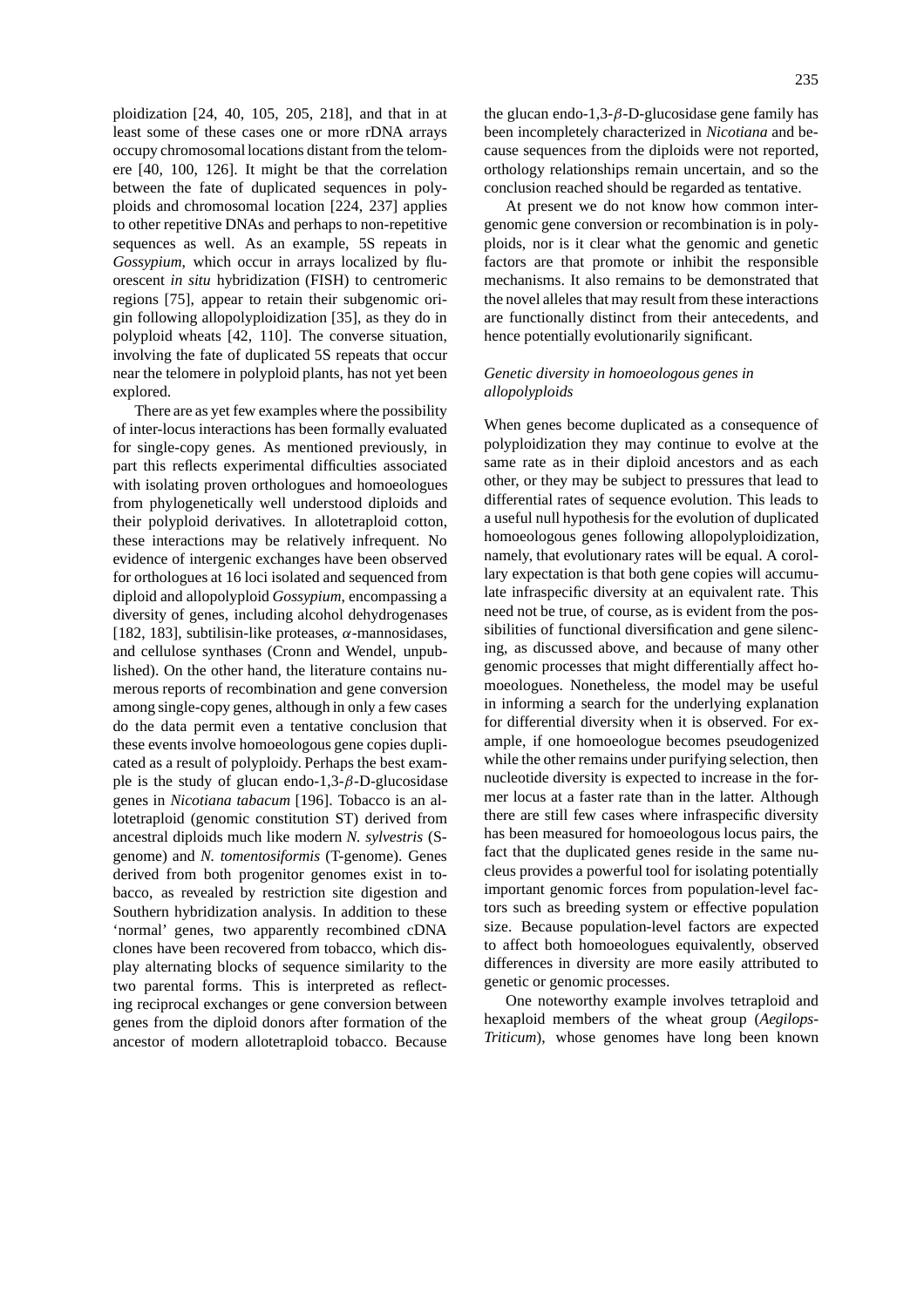ploidization [24, 40, 105, 205, 218], and that in at least some of these cases one or more rDNA arrays occupy chromosomal locations distant from the telomere [40, 100, 126]. It might be that the correlation between the fate of duplicated sequences in polyploids and chromosomal location [224, 237] applies to other repetitive DNAs and perhaps to non-repetitive sequences as well. As an example, 5S repeats in *Gossypium*, which occur in arrays localized by fluorescent *in situ* hybridization (FISH) to centromeric regions [75], appear to retain their subgenomic origin following allopolyploidization [35], as they do in polyploid wheats [42, 110]. The converse situation, involving the fate of duplicated 5S repeats that occur near the telomere in polyploid plants, has not yet been explored.

There are as yet few examples where the possibility of inter-locus interactions has been formally evaluated for single-copy genes. As mentioned previously, in part this reflects experimental difficulties associated with isolating proven orthologues and homoeologues from phylogenetically well understood diploids and their polyploid derivatives. In allotetraploid cotton, these interactions may be relatively infrequent. No evidence of intergenic exchanges have been observed for orthologues at 16 loci isolated and sequenced from diploid and allopolyploid *Gossypium*, encompassing a diversity of genes, including alcohol dehydrogenases [182, 183], subtilisin-like proteases, $\alpha$-mannosidases, and cellulose synthases (Cronn and Wendel, unpublished). On the other hand, the literature contains numerous reports of recombination and gene conversion among single-copy genes, although in only a few cases do the data permit even a tentative conclusion that these events involve homoeologous gene copies duplicated as a result of polyploidy. Perhaps the best example is the study of glucan endo-1,3-$\beta$-D-glucosidase genes in *Nicotiana tabacum* [196]. Tobacco is an allotetraploid (genomic constitution ST) derived from ancestral diploids much like modern *N. sylvestris* (S-genome) and *N. tomentosiformis* (T-genome). Genes derived from both progenitor genomes exist in tobacco, as revealed by restriction site digestion and Southern hybridization analysis. In addition to these 'normal' genes, two apparently recombined cDNA clones have been recovered from tobacco, which display alternating blocks of sequence similarity to the two parental forms. This is interpreted as reflecting reciprocal exchanges or gene conversion between genes from the diploid donors after formation of the ancestor of modern allotetraploid tobacco. Because the glucan endo-1,3-$\beta$-D-glucosidase gene family has been incompletely characterized in *Nicotiana* and because sequences from the diploids were not reported, orthology relationships remain uncertain, and so the conclusion reached should be regarded as tentative.

At present we do not know how common intergenomic gene conversion or recombination is in polyploids, nor is it clear what the genomic and genetic factors are that promote or inhibit the responsible mechanisms. It also remains to be demonstrated that the novel alleles that may result from these interactions are functionally distinct from their antecedents, and hence potentially evolutionarily significant.

### *Genetic diversity in homoeologous genes in allopolyploids*

When genes become duplicated as a consequence of polyploidization they may continue to evolve at the same rate as in their diploid ancestors and as each other, or they may be subject to pressures that lead to differential rates of sequence evolution. This leads to a useful null hypothesis for the evolution of duplicated homoeologous genes following allopolyploidization, namely, that evolutionary rates will be equal. A corollary expectation is that both gene copies will accumulate infraspecific diversity at an equivalent rate. This need not be true, of course, as is evident from the possibilities of functional diversification and gene silencing, as discussed above, and because of many other genomic processes that might differentially affect homoeologues. Nonetheless, the model may be useful in informing a search for the underlying explanation for differential diversity when it is observed. For example, if one homoeologue becomes pseudogenized while the other remains under purifying selection, then nucleotide diversity is expected to increase in the former locus at a faster rate than in the latter. Although there are still few cases where infraspecific diversity has been measured for homoeologous locus pairs, the fact that the duplicated genes reside in the same nucleus provides a powerful tool for isolating potentially important genomic forces from population-level factors such as breeding system or effective population size. Because population-level factors are expected to affect both homoeologues equivalently, observed differences in diversity are more easily attributed to genetic or genomic processes.

One noteworthy example involves tetraploid and hexaploid members of the wheat group (*Aegilops-Triticum*), whose genomes have long been known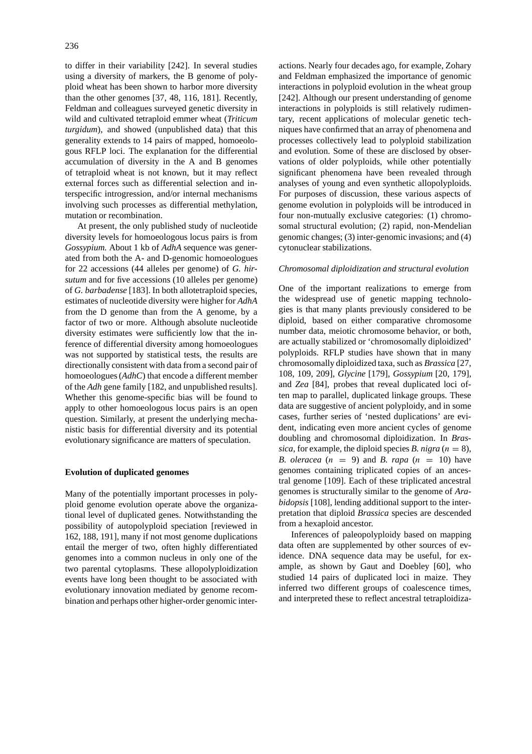to differ in their variability [242]. In several studies using a diversity of markers, the B genome of polyploid wheat has been shown to harbor more diversity than the other genomes [37, 48, 116, 181]. Recently, Feldman and colleagues surveyed genetic diversity in wild and cultivated tetraploid emmer wheat (*Triticum turgidum*), and showed (unpublished data) that this generality extends to 14 pairs of mapped, homoeologous RFLP loci. The explanation for the differential accumulation of diversity in the A and B genomes of tetraploid wheat is not known, but it may reflect external forces such as differential selection and interspecific introgression, and/or internal mechanisms involving such processes as differential methylation, mutation or recombination.

At present, the only published study of nucleotide diversity levels for homoeologous locus pairs is from *Gossypium.* About 1 kb of *AdhA* sequence was generated from both the A- and D-genomic homoeologues for 22 accessions (44 alleles per genome) of *G. hirsutum* and for five accessions (10 alleles per genome) of *G. barbadense* [183]. In both allotetraploid species, estimates of nucleotide diversity were higher for *AdhA* from the D genome than from the A genome, by a factor of two or more. Although absolute nucleotide diversity estimates were sufficiently low that the inference of differential diversity among homoeologues was not supported by statistical tests, the results are directionally consistent with data from a second pair of homoeologues (*AdhC*) that encode a different member of the *Adh* gene family [182, and unpublished results]. Whether this genome-specific bias will be found to apply to other homoeologous locus pairs is an open question. Similarly, at present the underlying mechanistic basis for differential diversity and its potential evolutionary significance are matters of speculation.

## Evolution of duplicated genomes

Many of the potentially important processes in polyploid genome evolution operate above the organizational level of duplicated genes. Notwithstanding the possibility of autopolyploid speciation [reviewed in 162, 188, 191], many if not most genome duplications entail the merger of two, often highly differentiated genomes into a common nucleus in only one of the two parental cytoplasms. These allopolyploidization events have long been thought to be associated with evolutionary innovation mediated by genome recombination and perhaps other higher-order genomic interactions. Nearly four decades ago, for example, Zohary and Feldman emphasized the importance of genomic interactions in polyploid evolution in the wheat group [242]. Although our present understanding of genome interactions in polyploids is still relatively rudimentary, recent applications of molecular genetic techniques have confirmed that an array of phenomena and processes collectively lead to polyploid stabilization and evolution. Some of these are disclosed by observations of older polyploids, while other potentially significant phenomena have been revealed through analyses of young and even synthetic allopolyploids. For purposes of discussion, these various aspects of genome evolution in polyploids will be introduced in four non-mutually exclusive categories: (1) chromosomal structural evolution; (2) rapid, non-Mendelian genomic changes; (3) inter-genomic invasions; and (4) cytonuclear stabilizations.

### *Chromosomal diploidization and structural evolution*

One of the important realizations to emerge from the widespread use of genetic mapping technologies is that many plants previously considered to be diploid, based on either comparative chromosome number data, meiotic chromosome behavior, or both, are actually stabilized or 'chromosomally diploidized' polyploids. RFLP studies have shown that in many chromosomally diploidized taxa, such as *Brassica* [27, 108, 109, 209], *Glycine* [179], *Gossypium* [20, 179], and *Zea* [84], probes that reveal duplicated loci often map to parallel, duplicated linkage groups. These data are suggestive of ancient polyploidy, and in some cases, further series of 'nested duplications' are evident, indicating even more ancient cycles of genome doubling and chromosomal diploidization. In *Brassica*, for example, the diploid species *B. nigra* ($n = 8$), *B. oleracea* ($n = 9$) and *B. rapa* ($n = 10$) have genomes containing triplicated copies of an ancestral genome [109]. Each of these triplicated ancestral genomes is structurally similar to the genome of *Arabidopsis* [108], lending additional support to the interpretation that diploid *Brassica* species are descended from a hexaploid ancestor.

Inferences of paleopolyploidy based on mapping data often are supplemented by other sources of evidence. DNA sequence data may be useful, for example, as shown by Gaut and Doebley [60], who studied 14 pairs of duplicated loci in maize. They inferred two different groups of coalescence times, and interpreted these to reflect ancestral tetraploidiza-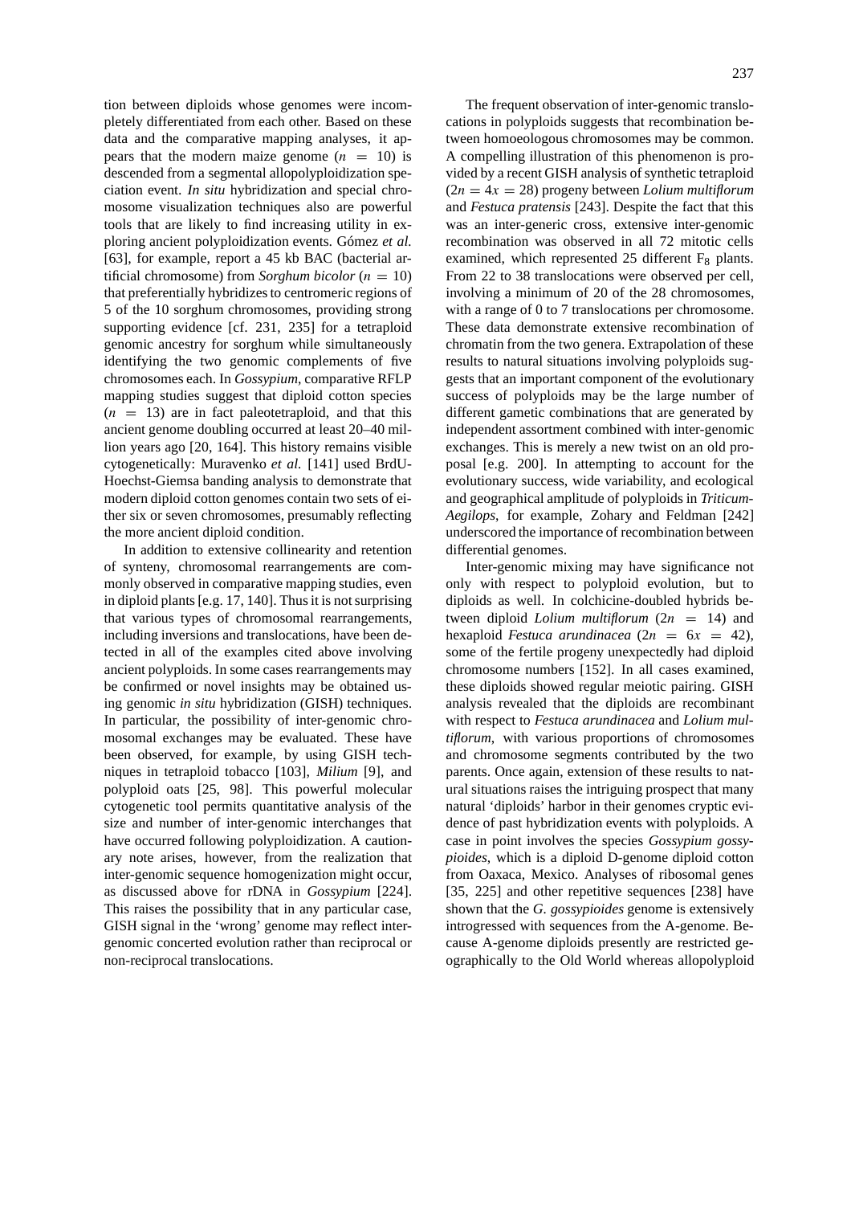tion between diploids whose genomes were incompletely differentiated from each other. Based on these data and the comparative mapping analyses, it appears that the modern maize genome ($n = 10$) is descended from a segmental allopolyploidization speciation event. *In situ* hybridization and special chromosome visualization techniques also are powerful tools that are likely to find increasing utility in exploring ancient polyploidization events. Gómez *et al.* [63], for example, report a 45 kb BAC (bacterial artificial chromosome) from *Sorghum bicolor* ($n = 10$) that preferentially hybridizes to centromeric regions of 5 of the 10 sorghum chromosomes, providing strong supporting evidence [cf. 231, 235] for a tetraploid genomic ancestry for sorghum while simultaneously identifying the two genomic complements of five chromosomes each. In *Gossypium*, comparative RFLP mapping studies suggest that diploid cotton species ($n = 13$) are in fact paleotetraploid, and that this ancient genome doubling occurred at least 20–40 million years ago [20, 164]. This history remains visible cytogenetically: Muravenko *et al.* [141] used BrdU-Hoechst-Giemsa banding analysis to demonstrate that modern diploid cotton genomes contain two sets of either six or seven chromosomes, presumably reflecting the more ancient diploid condition.

In addition to extensive collinearity and retention of synteny, chromosomal rearrangements are commonly observed in comparative mapping studies, even in diploid plants [e.g. 17, 140]. Thus it is not surprising that various types of chromosomal rearrangements, including inversions and translocations, have been detected in all of the examples cited above involving ancient polyploids. In some cases rearrangements may be confirmed or novel insights may be obtained using genomic *in situ* hybridization (GISH) techniques. In particular, the possibility of inter-genomic chromosomal exchanges may be evaluated. These have been observed, for example, by using GISH techniques in tetraploid tobacco [103], *Milium* [9], and polyploid oats [25, 98]. This powerful molecular cytogenetic tool permits quantitative analysis of the size and number of inter-genomic interchanges that have occurred following polyploidization. A cautionary note arises, however, from the realization that inter-genomic sequence homogenization might occur, as discussed above for rDNA in *Gossypium* [224]. This raises the possibility that in any particular case, GISH signal in the 'wrong' genome may reflect intergenomic concerted evolution rather than reciprocal or non-reciprocal translocations.

The frequent observation of inter-genomic translocations in polyploids suggests that recombination between homoeologous chromosomes may be common. A compelling illustration of this phenomenon is provided by a recent GISH analysis of synthetic tetraploid ($2n = 4x = 28$) progeny between *Lolium multiflorum* and *Festuca pratensis* [243]. Despite the fact that this was an inter-generic cross, extensive inter-genomic recombination was observed in all 72 mitotic cells examined, which represented 25 different $F_8$ plants. From 22 to 38 translocations were observed per cell, involving a minimum of 20 of the 28 chromosomes, with a range of 0 to 7 translocations per chromosome. These data demonstrate extensive recombination of chromatin from the two genera. Extrapolation of these results to natural situations involving polyploids suggests that an important component of the evolutionary success of polyploids may be the large number of different gametic combinations that are generated by independent assortment combined with inter-genomic exchanges. This is merely a new twist on an old proposal [e.g. 200]. In attempting to account for the evolutionary success, wide variability, and ecological and geographical amplitude of polyploids in *Triticum-Aegilops*, for example, Zohary and Feldman [242] underscored the importance of recombination between differential genomes.

Inter-genomic mixing may have significance not only with respect to polyploid evolution, but to diploids as well. In colchicine-doubled hybrids between diploid *Lolium multiflorum* ($2n = 14$) and hexaploid *Festuca arundinacea* ($2n = 6x = 42$), some of the fertile progeny unexpectedly had diploid chromosome numbers [152]. In all cases examined, these diploids showed regular meiotic pairing. GISH analysis revealed that the diploids are recombinant with respect to *Festuca arundinacea* and *Lolium multiflorum*, with various proportions of chromosomes and chromosome segments contributed by the two parents. Once again, extension of these results to natural situations raises the intriguing prospect that many natural 'diploids' harbor in their genomes cryptic evidence of past hybridization events with polyploids. A case in point involves the species *Gossypium gossypioides*, which is a diploid D-genome diploid cotton from Oaxaca, Mexico. Analyses of ribosomal genes [35, 225] and other repetitive sequences [238] have shown that the *G. gossypioides* genome is extensively introgressed with sequences from the A-genome. Because A-genome diploids presently are restricted geographically to the Old World whereas allopolyploid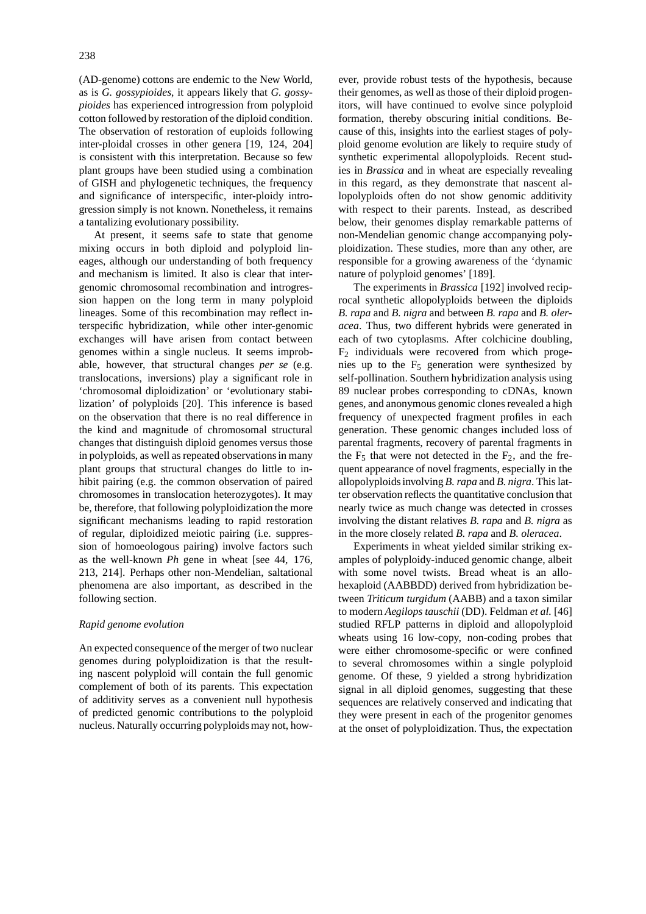(AD-genome) cottons are endemic to the New World, as is *G. gossypioides*, it appears likely that *G. gossypioides* has experienced introgression from polyploid cotton followed by restoration of the diploid condition. The observation of restoration of euploids following inter-ploidal crosses in other genera [19, 124, 204] is consistent with this interpretation. Because so few plant groups have been studied using a combination of GISH and phylogenetic techniques, the frequency and significance of interspecific, inter-ploidy introgression simply is not known. Nonetheless, it remains a tantalizing evolutionary possibility.

At present, it seems safe to state that genome mixing occurs in both diploid and polyploid lineages, although our understanding of both frequency and mechanism is limited. It also is clear that intergenomic chromosomal recombination and introgression happen on the long term in many polyploid lineages. Some of this recombination may reflect interspecific hybridization, while other inter-genomic exchanges will have arisen from contact between genomes within a single nucleus. It seems improbable, however, that structural changes *per se* (e.g. translocations, inversions) play a significant role in 'chromosomal diploidization' or 'evolutionary stabilization' of polyploids [20]. This inference is based on the observation that there is no real difference in the kind and magnitude of chromosomal structural changes that distinguish diploid genomes versus those in polyploids, as well as repeated observations in many plant groups that structural changes do little to inhibit pairing (e.g. the common observation of paired chromosomes in translocation heterozygotes). It may be, therefore, that following polyploidization the more significant mechanisms leading to rapid restoration of regular, diploidized meiotic pairing (i.e. suppression of homoeologous pairing) involve factors such as the well-known *Ph* gene in wheat [see 44, 176, 213, 214]. Perhaps other non-Mendelian, saltational phenomena are also important, as described in the following section.

### *Rapid genome evolution*

An expected consequence of the merger of two nuclear genomes during polyploidization is that the resulting nascent polyploid will contain the full genomic complement of both of its parents. This expectation of additivity serves as a convenient null hypothesis of predicted genomic contributions to the polyploid nucleus. Naturally occurring polyploids may not, however, provide robust tests of the hypothesis, because their genomes, as well as those of their diploid progenitors, will have continued to evolve since polyploid formation, thereby obscuring initial conditions. Because of this, insights into the earliest stages of polyploid genome evolution are likely to require study of synthetic experimental allopolyploids. Recent studies in *Brassica* and in wheat are especially revealing in this regard, as they demonstrate that nascent allopolyploids often do not show genomic additivity with respect to their parents. Instead, as described below, their genomes display remarkable patterns of non-Mendelian genomic change accompanying polyploidization. These studies, more than any other, are responsible for a growing awareness of the 'dynamic nature of polyploid genomes' [189].

The experiments in *Brassica* [192] involved reciprocal synthetic allopolyploids between the diploids *B. rapa* and *B. nigra* and between *B. rapa* and *B. oleracea*. Thus, two different hybrids were generated in each of two cytoplasms. After colchicine doubling, $F_2$ individuals were recovered from which progenies up to the $F_5$ generation were synthesized by self-pollination. Southern hybridization analysis using 89 nuclear probes corresponding to cDNAs, known genes, and anonymous genomic clones revealed a high frequency of unexpected fragment profiles in each generation. These genomic changes included loss of parental fragments, recovery of parental fragments in the $F_5$ that were not detected in the $F_2$, and the frequent appearance of novel fragments, especially in the allopolyploids involving *B. rapa* and *B. nigra*. This latter observation reflects the quantitative conclusion that nearly twice as much change was detected in crosses involving the distant relatives *B. rapa* and *B. nigra* as in the more closely related *B. rapa* and *B. oleracea*.

Experiments in wheat yielded similar striking examples of polyploidy-induced genomic change, albeit with some novel twists. Bread wheat is an allohexaploid (AABBDD) derived from hybridization between *Triticum turgidum* (AABB) and a taxon similar to modern *Aegilops tauschii* (DD). Feldman *et al.* [46] studied RFLP patterns in diploid and allopolyploid wheats using 16 low-copy, non-coding probes that were either chromosome-specific or were confined to several chromosomes within a single polyploid genome. Of these, 9 yielded a strong hybridization signal in all diploid genomes, suggesting that these sequences are relatively conserved and indicating that they were present in each of the progenitor genomes at the onset of polyploidization. Thus, the expectation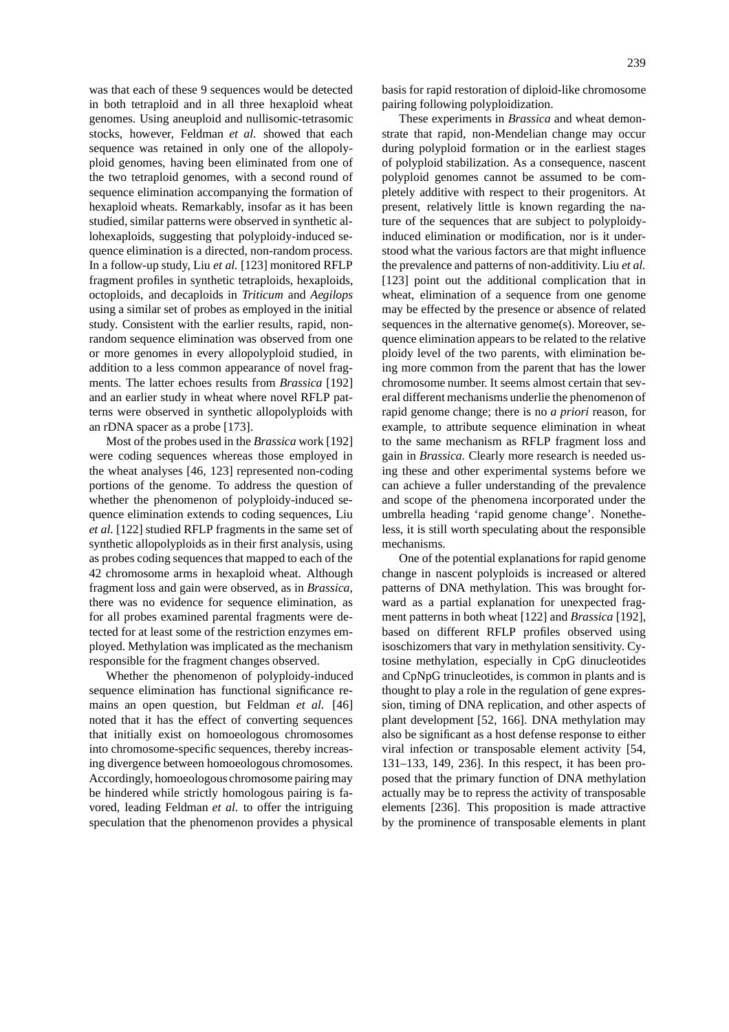was that each of these 9 sequences would be detected in both tetraploid and in all three hexaploid wheat genomes. Using aneuploid and nullisomic-tetrasomic stocks, however, Feldman *et al.* showed that each sequence was retained in only one of the allopolyploid genomes, having been eliminated from one of the two tetraploid genomes, with a second round of sequence elimination accompanying the formation of hexaploid wheats. Remarkably, insofar as it has been studied, similar patterns were observed in synthetic allohexaploids, suggesting that polyploidy-induced sequence elimination is a directed, non-random process. In a follow-up study, Liu *et al.* [123] monitored RFLP fragment profiles in synthetic tetraploids, hexaploids, octoploids, and decaploids in *Triticum* and *Aegilops* using a similar set of probes as employed in the initial study. Consistent with the earlier results, rapid, non-random sequence elimination was observed from one or more genomes in every allopolyploid studied, in addition to a less common appearance of novel fragments. The latter echoes results from *Brassica* [192] and an earlier study in wheat where novel RFLP patterns were observed in synthetic allopolyploids with an rDNA spacer as a probe [173].

Most of the probes used in the *Brassica* work [192] were coding sequences whereas those employed in the wheat analyses [46, 123] represented non-coding portions of the genome. To address the question of whether the phenomenon of polyploidy-induced sequence elimination extends to coding sequences, Liu *et al.* [122] studied RFLP fragments in the same set of synthetic allopolyploids as in their first analysis, using as probes coding sequences that mapped to each of the 42 chromosome arms in hexaploid wheat. Although fragment loss and gain were observed, as in *Brassica*, there was no evidence for sequence elimination, as for all probes examined parental fragments were detected for at least some of the restriction enzymes employed. Methylation was implicated as the mechanism responsible for the fragment changes observed.

Whether the phenomenon of polyploidy-induced sequence elimination has functional significance remains an open question, but Feldman *et al.* [46] noted that it has the effect of converting sequences that initially exist on homoeologous chromosomes into chromosome-specific sequences, thereby increasing divergence between homoeologous chromosomes. Accordingly, homoeologous chromosome pairing may be hindered while strictly homologous pairing is favored, leading Feldman *et al.* to offer the intriguing speculation that the phenomenon provides a physical basis for rapid restoration of diploid-like chromosome pairing following polyploidization.

These experiments in *Brassica* and wheat demonstrate that rapid, non-Mendelian change may occur during polyploid formation or in the earliest stages of polyploid stabilization. As a consequence, nascent polyploid genomes cannot be assumed to be completely additive with respect to their progenitors. At present, relatively little is known regarding the nature of the sequences that are subject to polyploidy-induced elimination or modification, nor is it understood what the various factors are that might influence the prevalence and patterns of non-additivity. Liu *et al.* [123] point out the additional complication that in wheat, elimination of a sequence from one genome may be effected by the presence or absence of related sequences in the alternative genome(s). Moreover, sequence elimination appears to be related to the relative ploidy level of the two parents, with elimination being more common from the parent that has the lower chromosome number. It seems almost certain that several different mechanisms underlie the phenomenon of rapid genome change; there is no *a priori* reason, for example, to attribute sequence elimination in wheat to the same mechanism as RFLP fragment loss and gain in *Brassica*. Clearly more research is needed using these and other experimental systems before we can achieve a fuller understanding of the prevalence and scope of the phenomena incorporated under the umbrella heading 'rapid genome change'. Nonetheless, it is still worth speculating about the responsible mechanisms.

One of the potential explanations for rapid genome change in nascent polyploids is increased or altered patterns of DNA methylation. This was brought forward as a partial explanation for unexpected fragment patterns in both wheat [122] and *Brassica* [192], based on different RFLP profiles observed using isoschizomers that vary in methylation sensitivity. Cytosine methylation, especially in CpG dinucleotides and CpNpG trinucleotides, is common in plants and is thought to play a role in the regulation of gene expression, timing of DNA replication, and other aspects of plant development [52, 166]. DNA methylation may also be significant as a host defense response to either viral infection or transposable element activity [54, 131–133, 149, 236]. In this respect, it has been proposed that the primary function of DNA methylation actually may be to repress the activity of transposable elements [236]. This proposition is made attractive by the prominence of transposable elements in plant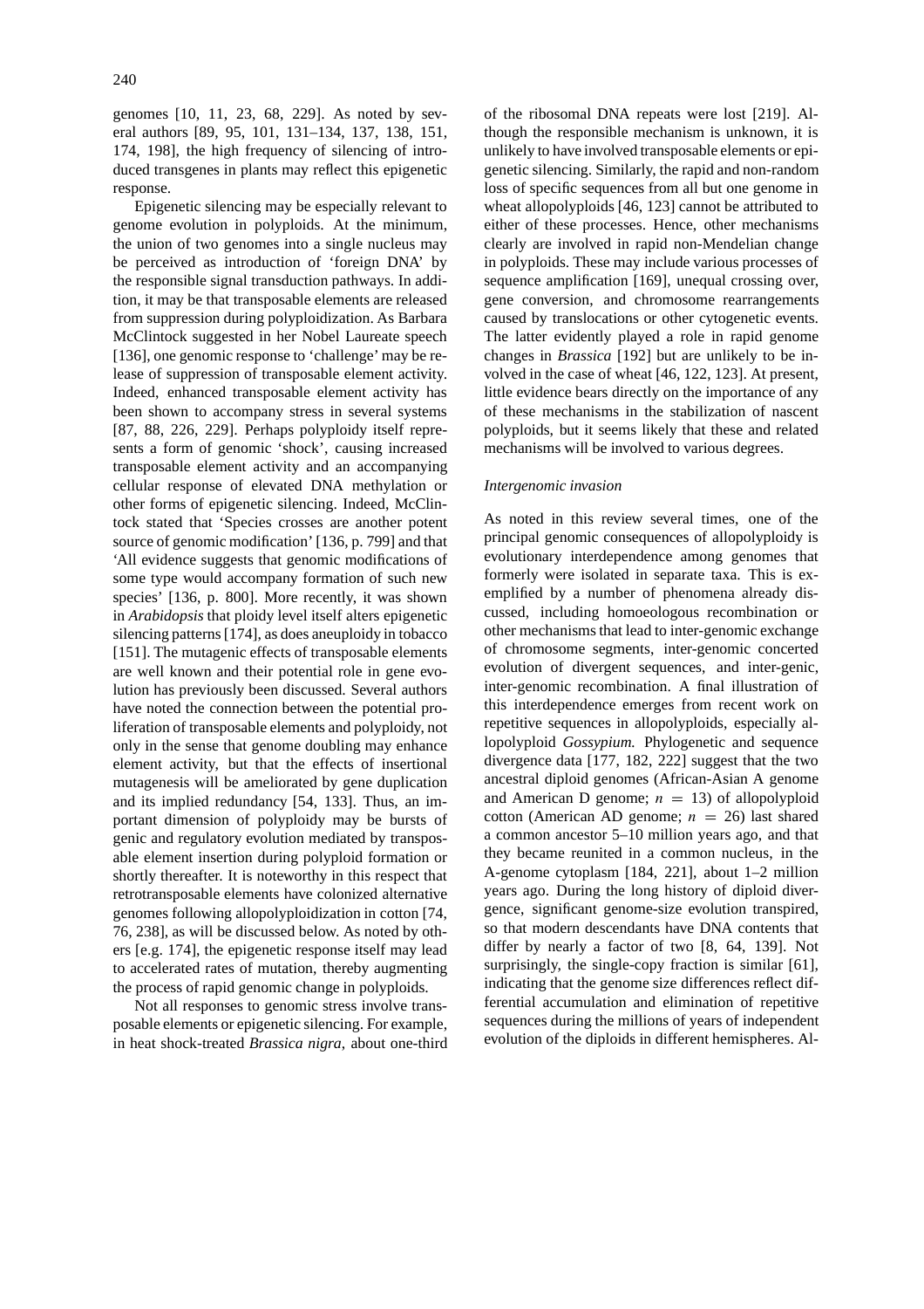genomes [10, 11, 23, 68, 229]. As noted by several authors [89, 95, 101, 131–134, 137, 138, 151, 174, 198], the high frequency of silencing of introduced transgenes in plants may reflect this epigenetic response.

Epigenetic silencing may be especially relevant to genome evolution in polyploids. At the minimum, the union of two genomes into a single nucleus may be perceived as introduction of 'foreign DNA' by the responsible signal transduction pathways. In addition, it may be that transposable elements are released from suppression during polyploidization. As Barbara McClintock suggested in her Nobel Laureate speech [136], one genomic response to 'challenge' may be release of suppression of transposable element activity. Indeed, enhanced transposable element activity has been shown to accompany stress in several systems [87, 88, 226, 229]. Perhaps polyploidy itself represents a form of genomic 'shock', causing increased transposable element activity and an accompanying cellular response of elevated DNA methylation or other forms of epigenetic silencing. Indeed, McClintock stated that 'Species crosses are another potent source of genomic modification' [136, p. 799] and that 'All evidence suggests that genomic modifications of some type would accompany formation of such new species' [136, p. 800]. More recently, it was shown in *Arabidopsis* that ploidy level itself alters epigenetic silencing patterns [174], as does aneuploidy in tobacco [151]. The mutagenic effects of transposable elements are well known and their potential role in gene evolution has previously been discussed. Several authors have noted the connection between the potential proliferation of transposable elements and polyploidy, not only in the sense that genome doubling may enhance element activity, but that the effects of insertional mutagenesis will be ameliorated by gene duplication and its implied redundancy [54, 133]. Thus, an important dimension of polyploidy may be bursts of genic and regulatory evolution mediated by transposable element insertion during polyploid formation or shortly thereafter. It is noteworthy in this respect that retrotransposable elements have colonized alternative genomes following allopolyploidization in cotton [74, 76, 238], as will be discussed below. As noted by others [e.g. 174], the epigenetic response itself may lead to accelerated rates of mutation, thereby augmenting the process of rapid genomic change in polyploids.

Not all responses to genomic stress involve transposable elements or epigenetic silencing. For example, in heat shock-treated *Brassica nigra*, about one-third of the ribosomal DNA repeats were lost [219]. Although the responsible mechanism is unknown, it is unlikely to have involved transposable elements or epigenetic silencing. Similarly, the rapid and non-random loss of specific sequences from all but one genome in wheat allopolyploids [46, 123] cannot be attributed to either of these processes. Hence, other mechanisms clearly are involved in rapid non-Mendelian change in polyploids. These may include various processes of sequence amplification [169], unequal crossing over, gene conversion, and chromosome rearrangements caused by translocations or other cytogenetic events. The latter evidently played a role in rapid genome changes in *Brassica* [192] but are unlikely to be involved in the case of wheat [46, 122, 123]. At present, little evidence bears directly on the importance of any of these mechanisms in the stabilization of nascent polyploids, but it seems likely that these and related mechanisms will be involved to various degrees.

*Intergenomic invasion*

As noted in this review several times, one of the principal genomic consequences of allopolyploidy is evolutionary interdependence among genomes that formerly were isolated in separate taxa. This is exemplified by a number of phenomena already discussed, including homoeologous recombination or other mechanisms that lead to inter-genomic exchange of chromosome segments, inter-genomic concerted evolution of divergent sequences, and inter-genic, inter-genomic recombination. A final illustration of this interdependence emerges from recent work on repetitive sequences in allopolyploids, especially allopolyploid *Gossypium.* Phylogenetic and sequence divergence data [177, 182, 222] suggest that the two ancestral diploid genomes (African-Asian A genome and American D genome; $n = 13$) of allopolyploid cotton (American AD genome; $n = 26$) last shared a common ancestor 5–10 million years ago, and that they became reunited in a common nucleus, in the A-genome cytoplasm [184, 221], about 1–2 million years ago. During the long history of diploid divergence, significant genome-size evolution transpired, so that modern descendants have DNA contents that differ by nearly a factor of two [8, 64, 139]. Not surprisingly, the single-copy fraction is similar [61], indicating that the genome size differences reflect differential accumulation and elimination of repetitive sequences during the millions of years of independent evolution of the diploids in different hemispheres. Al-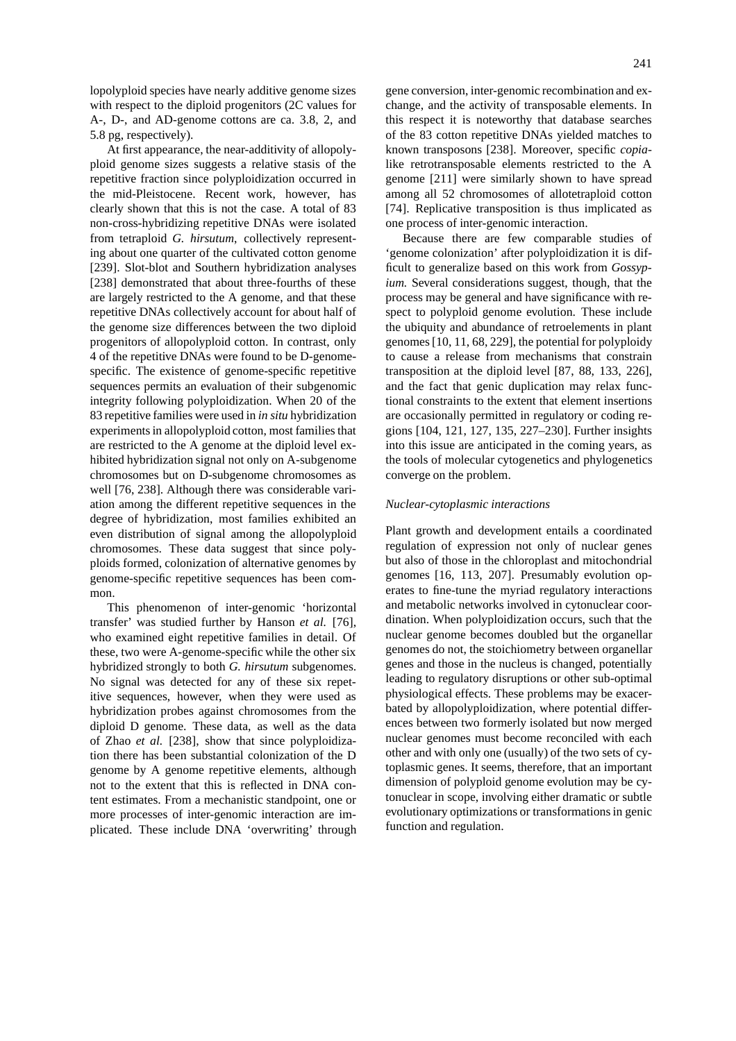lopolyploid species have nearly additive genome sizes with respect to the diploid progenitors (2C values for A-, D-, and AD-genome cottons are ca. 3.8, 2, and 5.8 pg, respectively).

At first appearance, the near-additivity of allopolyploid genome sizes suggests a relative stasis of the repetitive fraction since polyploidization occurred in the mid-Pleistocene. Recent work, however, has clearly shown that this is not the case. A total of 83 non-cross-hybridizing repetitive DNAs were isolated from tetraploid *G. hirsutum*, collectively representing about one quarter of the cultivated cotton genome [239]. Slot-blot and Southern hybridization analyses [238] demonstrated that about three-fourths of these are largely restricted to the A genome, and that these repetitive DNAs collectively account for about half of the genome size differences between the two diploid progenitors of allopolyploid cotton. In contrast, only 4 of the repetitive DNAs were found to be D-genome-specific. The existence of genome-specific repetitive sequences permits an evaluation of their subgenomic integrity following polyploidization. When 20 of the 83 repetitive families were used in *in situ* hybridization experiments in allopolyploid cotton, most families that are restricted to the A genome at the diploid level exhibited hybridization signal not only on A-subgenome chromosomes but on D-subgenome chromosomes as well [76, 238]. Although there was considerable variation among the different repetitive sequences in the degree of hybridization, most families exhibited an even distribution of signal among the allopolyploid chromosomes. These data suggest that since polyploids formed, colonization of alternative genomes by genome-specific repetitive sequences has been common.

This phenomenon of inter-genomic 'horizontal transfer' was studied further by Hanson *et al.* [76], who examined eight repetitive families in detail. Of these, two were A-genome-specific while the other six hybridized strongly to both *G. hirsutum* subgenomes. No signal was detected for any of these six repetitive sequences, however, when they were used as hybridization probes against chromosomes from the diploid D genome. These data, as well as the data of Zhao *et al.* [238], show that since polyploidization there has been substantial colonization of the D genome by A genome repetitive elements, although not to the extent that this is reflected in DNA content estimates. From a mechanistic standpoint, one or more processes of inter-genomic interaction are implicated. These include DNA 'overwriting' through gene conversion, inter-genomic recombination and exchange, and the activity of transposable elements. In this respect it is noteworthy that database searches of the 83 cotton repetitive DNAs yielded matches to known transposons [238]. Moreover, specific *copia*-like retrotransposable elements restricted to the A genome [211] were similarly shown to have spread among all 52 chromosomes of allotetraploid cotton [74]. Replicative transposition is thus implicated as one process of inter-genomic interaction.

Because there are few comparable studies of 'genome colonization' after polyploidization it is difficult to generalize based on this work from *Gossypium.* Several considerations suggest, though, that the process may be general and have significance with respect to polyploid genome evolution. These include the ubiquity and abundance of retroelements in plant genomes [10, 11, 68, 229], the potential for polyploidy to cause a release from mechanisms that constrain transposition at the diploid level [87, 88, 133, 226], and the fact that genic duplication may relax functional constraints to the extent that element insertions are occasionally permitted in regulatory or coding regions [104, 121, 127, 135, 227–230]. Further insights into this issue are anticipated in the coming years, as the tools of molecular cytogenetics and phylogenetics converge on the problem.

### *Nuclear-cytoplasmic interactions*

Plant growth and development entails a coordinated regulation of expression not only of nuclear genes but also of those in the chloroplast and mitochondrial genomes [16, 113, 207]. Presumably evolution operates to fine-tune the myriad regulatory interactions and metabolic networks involved in cytonuclear coordination. When polyploidization occurs, such that the nuclear genome becomes doubled but the organellar genomes do not, the stoichiometry between organellar genes and those in the nucleus is changed, potentially leading to regulatory disruptions or other sub-optimal physiological effects. These problems may be exacerbated by allopolyploidization, where potential differences between two formerly isolated but now merged nuclear genomes must become reconciled with each other and with only one (usually) of the two sets of cytoplasmic genes. It seems, therefore, that an important dimension of polyploid genome evolution may be cytonuclear in scope, involving either dramatic or subtle evolutionary optimizations or transformations in genic function and regulation.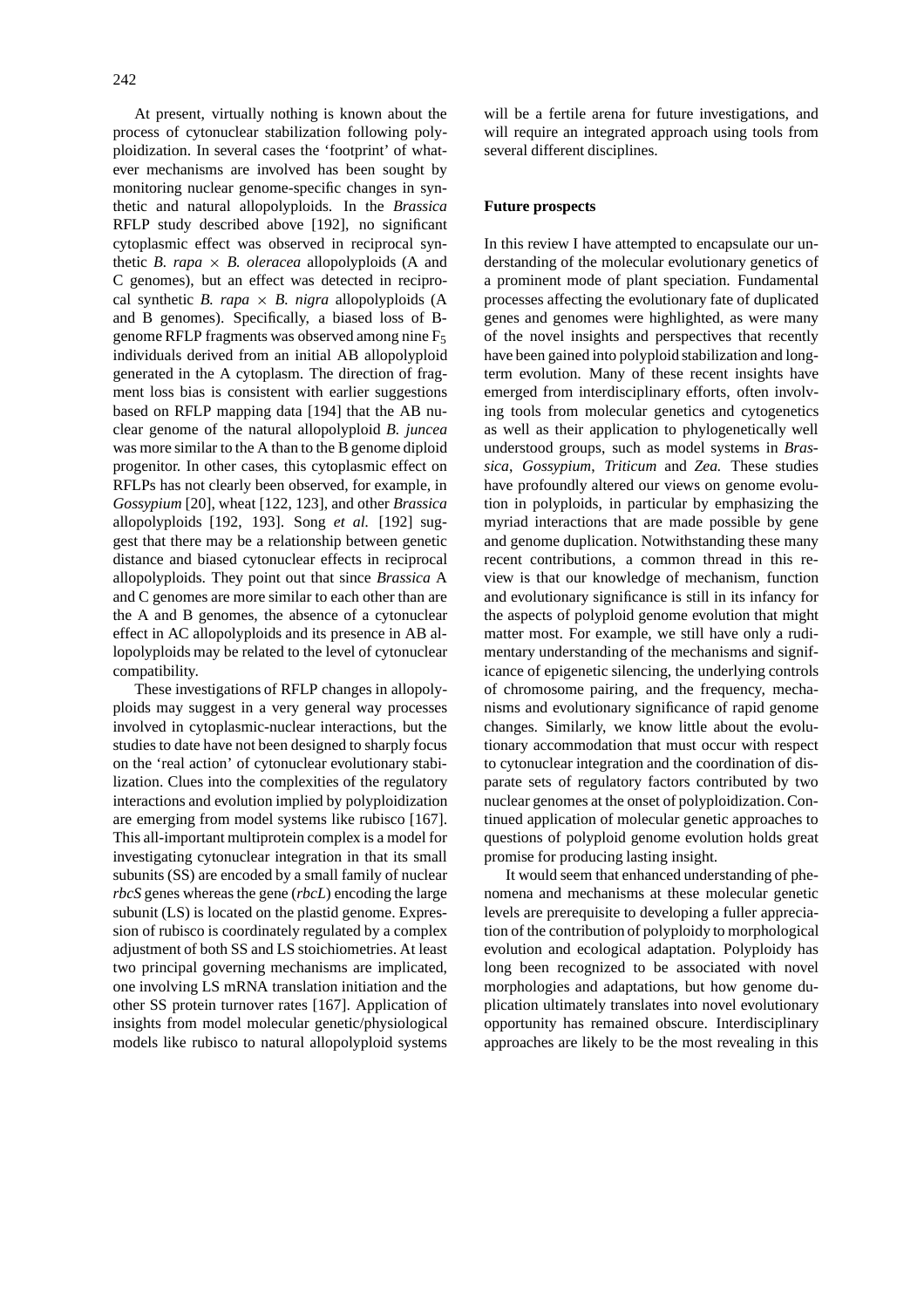At present, virtually nothing is known about the process of cytonuclear stabilization following polyploidization. In several cases the 'footprint' of whatever mechanisms are involved has been sought by monitoring nuclear genome-specific changes in synthetic and natural allopolyploids. In the *Brassica* RFLP study described above [192], no significant cytoplasmic effect was observed in reciprocal synthetic *B. rapa* × *B. oleracea* allopolyploids (A and C genomes), but an effect was detected in reciprocal synthetic *B. rapa* × *B. nigra* allopolyploids (A and B genomes). Specifically, a biased loss of B-genome RFLP fragments was observed among nine $F_5$ individuals derived from an initial AB allopolyploid generated in the A cytoplasm. The direction of fragment loss bias is consistent with earlier suggestions based on RFLP mapping data [194] that the AB nuclear genome of the natural allopolyploid *B. juncea* was more similar to the A than to the B genome diploid progenitor. In other cases, this cytoplasmic effect on RFLPs has not clearly been observed, for example, in *Gossypium* [20], wheat [122, 123], and other *Brassica* allopolyploids [192, 193]. Song *et al.* [192] suggest that there may be a relationship between genetic distance and biased cytonuclear effects in reciprocal allopolyploids. They point out that since *Brassica* A and C genomes are more similar to each other than are the A and B genomes, the absence of a cytonuclear effect in AC allopolyploids and its presence in AB allopolyploids may be related to the level of cytonuclear compatibility.

These investigations of RFLP changes in allopolyploids may suggest in a very general way processes involved in cytoplasmic-nuclear interactions, but the studies to date have not been designed to sharply focus on the 'real action' of cytonuclear evolutionary stabilization. Clues into the complexities of the regulatory interactions and evolution implied by polyploidization are emerging from model systems like rubisco [167]. This all-important multiprotein complex is a model for investigating cytonuclear integration in that its small subunits (SS) are encoded by a small family of nuclear *rbcS* genes whereas the gene (*rbcL*) encoding the large subunit (LS) is located on the plastid genome. Expression of rubisco is coordinately regulated by a complex adjustment of both SS and LS stoichiometries. At least two principal governing mechanisms are implicated, one involving LS mRNA translation initiation and the other SS protein turnover rates [167]. Application of insights from model molecular genetic/physiological models like rubisco to natural allopolyploid systems will be a fertile arena for future investigations, and will require an integrated approach using tools from several different disciplines.

## Future prospects

In this review I have attempted to encapsulate our understanding of the molecular evolutionary genetics of a prominent mode of plant speciation. Fundamental processes affecting the evolutionary fate of duplicated genes and genomes were highlighted, as were many of the novel insights and perspectives that recently have been gained into polyploid stabilization and long-term evolution. Many of these recent insights have emerged from interdisciplinary efforts, often involving tools from molecular genetics and cytogenetics as well as their application to phylogenetically well understood groups, such as model systems in *Brassica*, *Gossypium*, *Triticum* and *Zea.* These studies have profoundly altered our views on genome evolution in polyploids, in particular by emphasizing the myriad interactions that are made possible by gene and genome duplication. Notwithstanding these many recent contributions, a common thread in this review is that our knowledge of mechanism, function and evolutionary significance is still in its infancy for the aspects of polyploid genome evolution that might matter most. For example, we still have only a rudimentary understanding of the mechanisms and significance of epigenetic silencing, the underlying controls of chromosome pairing, and the frequency, mechanisms and evolutionary significance of rapid genome changes. Similarly, we know little about the evolutionary accommodation that must occur with respect to cytonuclear integration and the coordination of disparate sets of regulatory factors contributed by two nuclear genomes at the onset of polyploidization. Continued application of molecular genetic approaches to questions of polyploid genome evolution holds great promise for producing lasting insight.

It would seem that enhanced understanding of phenomena and mechanisms at these molecular genetic levels are prerequisite to developing a fuller appreciation of the contribution of polyploidy to morphological evolution and ecological adaptation. Polyploidy has long been recognized to be associated with novel morphologies and adaptations, but how genome duplication ultimately translates into novel evolutionary opportunity has remained obscure. Interdisciplinary approaches are likely to be the most revealing in this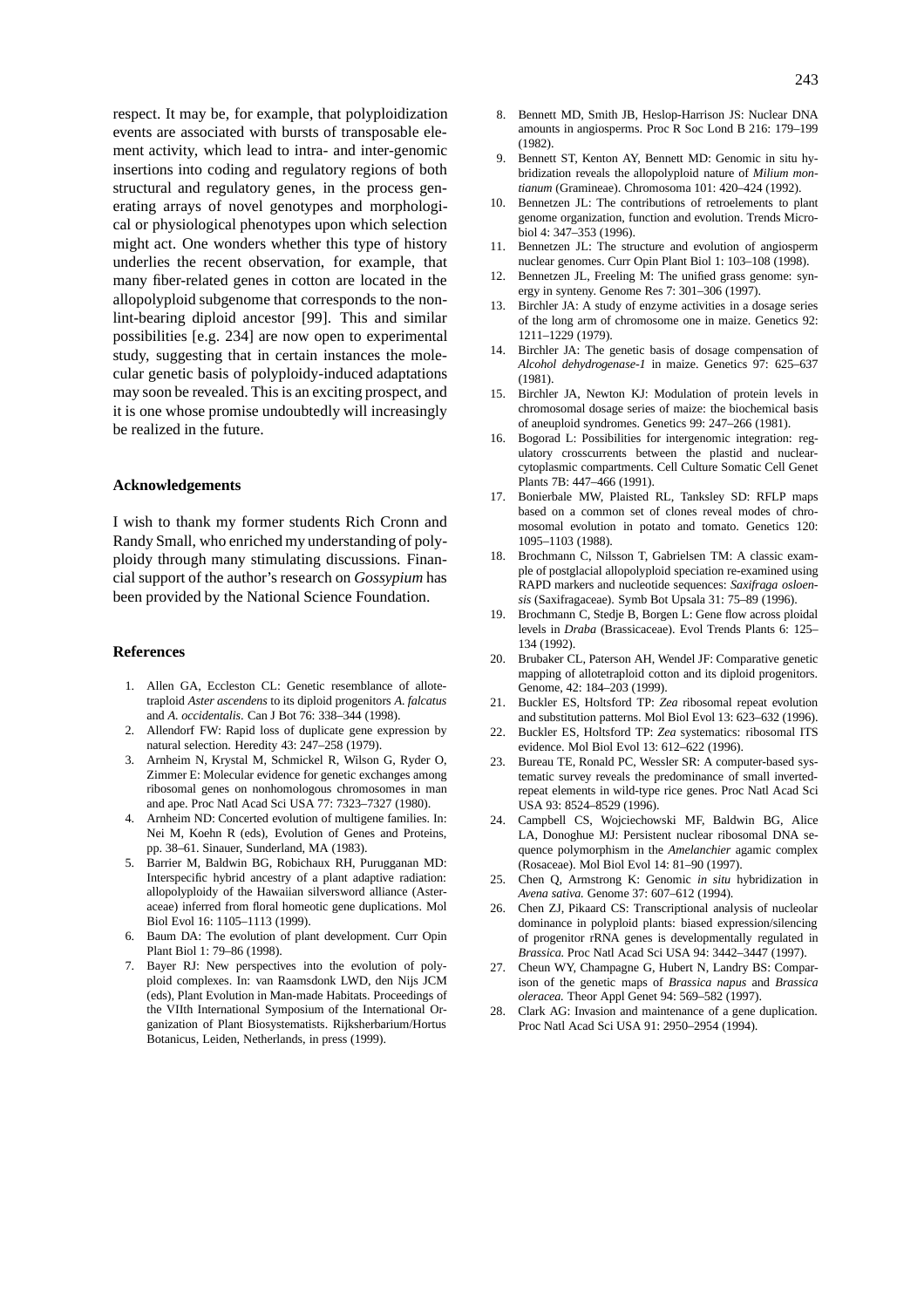respect. It may be, for example, that polyploidization events are associated with bursts of transposable element activity, which lead to intra- and inter-genomic insertions into coding and regulatory regions of both structural and regulatory genes, in the process generating arrays of novel genotypes and morphological or physiological phenotypes upon which selection might act. One wonders whether this type of history underlies the recent observation, for example, that many fiber-related genes in cotton are located in the allopolyploid subgenome that corresponds to the non-lint-bearing diploid ancestor [99]. This and similar possibilities [e.g. 234] are now open to experimental study, suggesting that in certain instances the molecular genetic basis of polyploidy-induced adaptations may soon be revealed. This is an exciting prospect, and it is one whose promise undoubtedly will increasingly be realized in the future.

## Acknowledgements

I wish to thank my former students Rich Cronn and Randy Small, who enriched my understanding of polyploidy through many stimulating discussions. Financial support of the author's research on *Gossypium* has been provided by the National Science Foundation.

## References

1. Allen GA, Eccleston CL: Genetic resemblance of allotetraploid *Aster ascendens* to its diploid progenitors *A. falcatus* and *A. occidentalis*. Can J Bot 76: 338–344 (1998).
2. Allendorf FW: Rapid loss of duplicate gene expression by natural selection. Heredity 43: 247–258 (1979).
3. Arnheim N, Krystal M, Schmickel R, Wilson G, Ryder O, Zimmer E: Molecular evidence for genetic exchanges among ribosomal genes on nonhomologous chromosomes in man and ape. Proc Natl Acad Sci USA 77: 7323–7327 (1980).
4. Arnheim ND: Concerted evolution of multigene families. In: Nei M, Koehn R (eds), Evolution of Genes and Proteins, pp. 38–61. Sinauer, Sunderland, MA (1983).
5. Barrier M, Baldwin BG, Robichaux RH, Purugganan MD: Interspecific hybrid ancestry of a plant adaptive radiation: allopolyploidy of the Hawaiian silversword alliance (Asteraceae) inferred from floral homeotic gene duplications. Mol Biol Evol 16: 1105–1113 (1999).
6. Baum DA: The evolution of plant development. Curr Opin Plant Biol 1: 79–86 (1998).
7. Bayer RJ: New perspectives into the evolution of polyploid complexes. In: van Raamsdonk LWD, den Nijs JCM (eds), Plant Evolution in Man-made Habitats. Proceedings of the VIIth International Symposium of the International Organization of Plant Biosystematists. Rijksherbarium/Hortus Botanicus, Leiden, Netherlands, in press (1999).
8. Bennett MD, Smith JB, Heslop-Harrison JS: Nuclear DNA amounts in angiosperms. Proc R Soc Lond B 216: 179–199 (1982).
9. Bennett ST, Kenton AY, Bennett MD: Genomic in situ hybridization reveals the allopolyploid nature of *Milium montianum* (Gramineae). Chromosoma 101: 420–424 (1992).
10. Bennetzen JL: The contributions of retroelements to plant genome organization, function and evolution. Trends Microbiol 4: 347–353 (1996).
11. Bennetzen JL: The structure and evolution of angiosperm nuclear genomes. Curr Opin Plant Biol 1: 103–108 (1998).
12. Bennetzen JL, Freeling M: The unified grass genome: synergy in synteny. Genome Res 7: 301–306 (1997).
13. Birchler JA: A study of enzyme activities in a dosage series of the long arm of chromosome one in maize. Genetics 92: 1211–1229 (1979).
14. Birchler JA: The genetic basis of dosage compensation of *Alcohol dehydrogenase-1* in maize. Genetics 97: 625–637 (1981).
15. Birchler JA, Newton KJ: Modulation of protein levels in chromosomal dosage series of maize: the biochemical basis of aneuploid syndromes. Genetics 99: 247–266 (1981).
16. Bogorad L: Possibilities for intergenomic integration: regulatory crosscurrents between the plastid and nuclear-cytoplasmic compartments. Cell Culture Somatic Cell Genet Plants 7B: 447–466 (1991).
17. Bonierbale MW, Plaisted RL, Tanksley SD: RFLP maps based on a common set of clones reveal modes of chromosomal evolution in potato and tomato. Genetics 120: 1095–1103 (1988).
18. Brochmann C, Nilsson T, Gabrielsen TM: A classic example of postglacial allopolyploid speciation re-examined using RAPD markers and nucleotide sequences: *Saxifraga osloensis* (Saxifragaceae). Symb Bot Upsala 31: 75–89 (1996).
19. Brochmann C, Stedje B, Borgen L: Gene flow across ploidal levels in *Draba* (Brassicaceae). Evol Trends Plants 6: 125–134 (1992).
20. Brubaker CL, Paterson AH, Wendel JF: Comparative genetic mapping of allotetraploid cotton and its diploid progenitors. Genome, 42: 184–203 (1999).
21. Buckler ES, Holtsford TP: *Zea* ribosomal repeat evolution and substitution patterns. Mol Biol Evol 13: 623–632 (1996).
22. Buckler ES, Holtsford TP: *Zea* systematics: ribosomal ITS evidence. Mol Biol Evol 13: 612–622 (1996).
23. Bureau TE, Ronald PC, Wessler SR: A computer-based systematic survey reveals the predominance of small inverted-repeat elements in wild-type rice genes. Proc Natl Acad Sci USA 93: 8524–8529 (1996).
24. Campbell CS, Wojciechowski MF, Baldwin BG, Alice LA, Donoghue MJ: Persistent nuclear ribosomal DNA sequence polymorphism in the *Amelanchier* agamic complex (Rosaceae). Mol Biol Evol 14: 81–90 (1997).
25. Chen Q, Armstrong K: Genomic *in situ* hybridization in *Avena sativa.* Genome 37: 607–612 (1994).
26. Chen ZJ, Pikaard CS: Transcriptional analysis of nucleolar dominance in polyploid plants: biased expression/silencing of progenitor rRNA genes is developmentally regulated in *Brassica.* Proc Natl Acad Sci USA 94: 3442–3447 (1997).
27. Cheun WY, Champagne G, Hubert N, Landry BS: Comparison of the genetic maps of *Brassica napus* and *Brassica oleracea.* Theor Appl Genet 94: 569–582 (1997).
28. Clark AG: Invasion and maintenance of a gene duplication. Proc Natl Acad Sci USA 91: 2950–2954 (1994).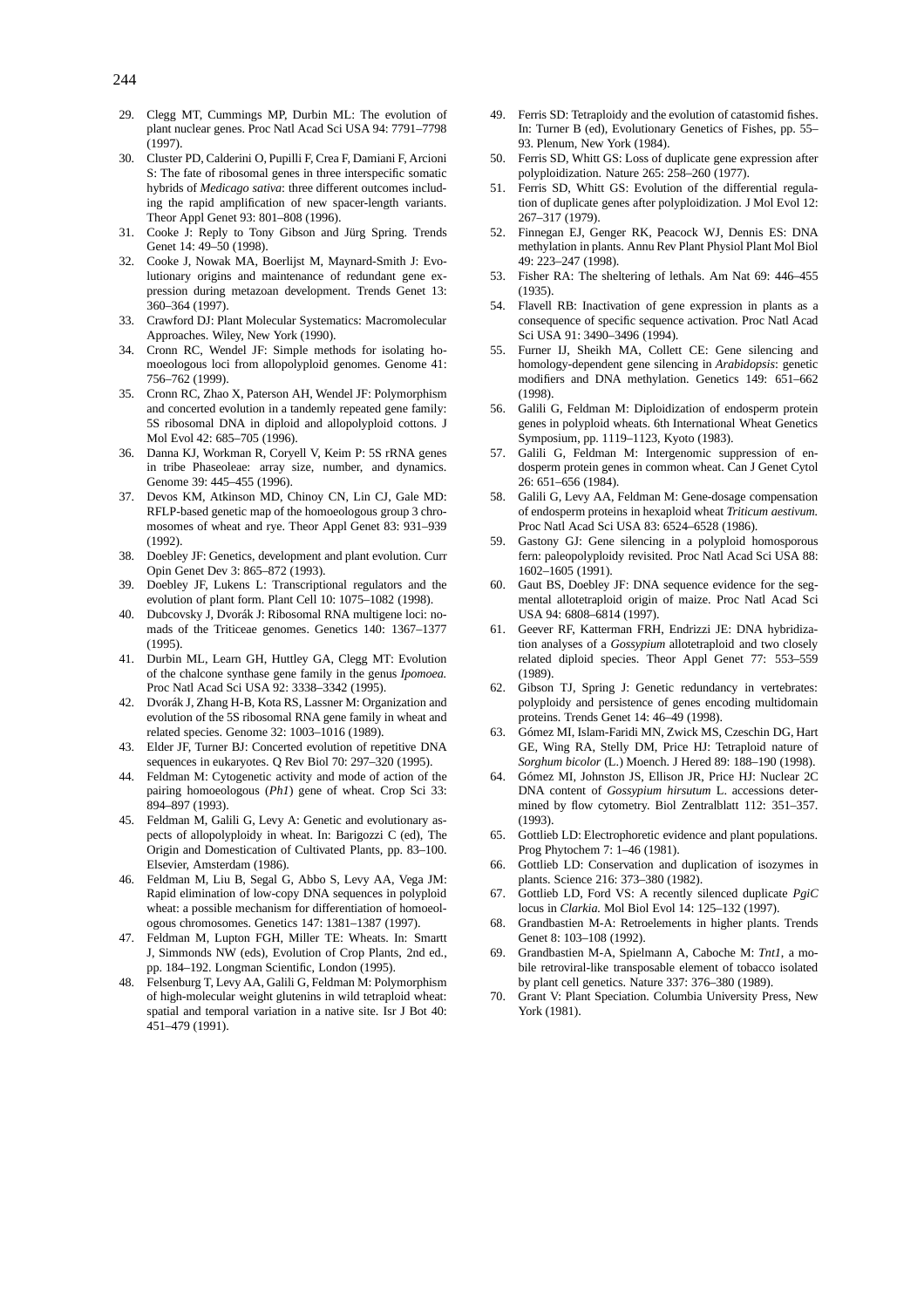29. Clegg MT, Cummings MP, Durbin ML: The evolution of plant nuclear genes. Proc Natl Acad Sci USA 94: 7791–7798 (1997).
30. Cluster PD, Calderini O, Pupilli F, Crea F, Damiani F, Arcioni S: The fate of ribosomal genes in three interspecific somatic hybrids of *Medicago sativa*: three different outcomes including the rapid amplification of new spacer-length variants. Theor Appl Genet 93: 801–808 (1996).
31. Cooke J: Reply to Tony Gibson and Jürg Spring. Trends Genet 14: 49–50 (1998).
32. Cooke J, Nowak MA, Boerlijst M, Maynard-Smith J: Evolutionary origins and maintenance of redundant gene expression during metazoan development. Trends Genet 13: 360–364 (1997).
33. Crawford DJ: Plant Molecular Systematics: Macromolecular Approaches. Wiley, New York (1990).
34. Cronn RC, Wendel JF: Simple methods for isolating homoeologous loci from allopolyploid genomes. Genome 41: 756–762 (1999).
35. Cronn RC, Zhao X, Paterson AH, Wendel JF: Polymorphism and concerted evolution in a tandemly repeated gene family: 5S ribosomal DNA in diploid and allopolyploid cottons. J Mol Evol 42: 685–705 (1996).
36. Danna KJ, Workman R, Coryell V, Keim P: 5S rRNA genes in tribe Phaseoleae: array size, number, and dynamics. Genome 39: 445–455 (1996).
37. Devos KM, Atkinson MD, Chinoy CN, Lin CJ, Gale MD: RFLP-based genetic map of the homoeologous group 3 chromosomes of wheat and rye. Theor Appl Genet 83: 931–939 (1992).
38. Doebley JF: Genetics, development and plant evolution. Curr Opin Genet Dev 3: 865–872 (1993).
39. Doebley JF, Lukens L: Transcriptional regulators and the evolution of plant form. Plant Cell 10: 1075–1082 (1998).
40. Dubcovsky J, Dvorák J: Ribosomal RNA multigene loci: nomads of the Triticeae genomes. Genetics 140: 1367–1377 (1995).
41. Durbin ML, Learn GH, Huttley GA, Clegg MT: Evolution of the chalcone synthase gene family in the genus *Ipomoea.* Proc Natl Acad Sci USA 92: 3338–3342 (1995).
42. Dvorák J, Zhang H-B, Kota RS, Lassner M: Organization and evolution of the 5S ribosomal RNA gene family in wheat and related species. Genome 32: 1003–1016 (1989).
43. Elder JF, Turner BJ: Concerted evolution of repetitive DNA sequences in eukaryotes. Q Rev Biol 70: 297–320 (1995).
44. Feldman M: Cytogenetic activity and mode of action of the pairing homoeologous (*Ph1*) gene of wheat. Crop Sci 33: 894–897 (1993).
45. Feldman M, Galili G, Levy A: Genetic and evolutionary aspects of allopolyploidy in wheat. In: Barigozzi C (ed), The Origin and Domestication of Cultivated Plants, pp. 83–100. Elsevier, Amsterdam (1986).
46. Feldman M, Liu B, Segal G, Abbo S, Levy AA, Vega JM: Rapid elimination of low-copy DNA sequences in polyploid wheat: a possible mechanism for differentiation of homoeologous chromosomes. Genetics 147: 1381–1387 (1997).
47. Feldman M, Lupton FGH, Miller TE: Wheats. In: Smartt J, Simmonds NW (eds), Evolution of Crop Plants, 2nd ed., pp. 184–192. Longman Scientific, London (1995).
48. Felsenburg T, Levy AA, Galili G, Feldman M: Polymorphism of high-molecular weight glutenins in wild tetraploid wheat: spatial and temporal variation in a native site. Isr J Bot 40: 451–479 (1991).
49. Ferris SD: Tetraploidy and the evolution of catastomid fishes. In: Turner B (ed), Evolutionary Genetics of Fishes, pp. 55–93. Plenum, New York (1984).
50. Ferris SD, Whitt GS: Loss of duplicate gene expression after polyploidization. Nature 265: 258–260 (1977).
51. Ferris SD, Whitt GS: Evolution of the differential regulation of duplicate genes after polyploidization. J Mol Evol 12: 267–317 (1979).
52. Finnegan EJ, Genger RK, Peacock WJ, Dennis ES: DNA methylation in plants. Annu Rev Plant Physiol Plant Mol Biol 49: 223–247 (1998).
53. Fisher RA: The sheltering of lethals. Am Nat 69: 446–455 (1935).
54. Flavell RB: Inactivation of gene expression in plants as a consequence of specific sequence activation. Proc Natl Acad Sci USA 91: 3490–3496 (1994).
55. Furner IJ, Sheikh MA, Collett CE: Gene silencing and homology-dependent gene silencing in *Arabidopsis*: genetic modifiers and DNA methylation. Genetics 149: 651–662 (1998).
56. Galili G, Feldman M: Diploidization of endosperm protein genes in polyploid wheats. 6th International Wheat Genetics Symposium, pp. 1119–1123, Kyoto (1983).
57. Galili G, Feldman M: Intergenomic suppression of endosperm protein genes in common wheat. Can J Genet Cytol 26: 651–656 (1984).
58. Galili G, Levy AA, Feldman M: Gene-dosage compensation of endosperm proteins in hexaploid wheat *Triticum aestivum.* Proc Natl Acad Sci USA 83: 6524–6528 (1986).
59. Gastony GJ: Gene silencing in a polyploid homosporous fern: paleopolyploidy revisited. Proc Natl Acad Sci USA 88: 1602–1605 (1991).
60. Gaut BS, Doebley JF: DNA sequence evidence for the segmental allotetraploid origin of maize. Proc Natl Acad Sci USA 94: 6808–6814 (1997).
61. Geever RF, Katterman FRH, Endrizzi JE: DNA hybridization analyses of a *Gossypium* allotetraploid and two closely related diploid species. Theor Appl Genet 77: 553–559 (1989).
62. Gibson TJ, Spring J: Genetic redundancy in vertebrates: polyploidy and persistence of genes encoding multidomain proteins. Trends Genet 14: 46–49 (1998).
63. Gómez MI, Islam-Faridi MN, Zwick MS, Czeschin DG, Hart GE, Wing RA, Stelly DM, Price HJ: Tetraploid nature of *Sorghum bicolor* (L.) Moench. J Hered 89: 188–190 (1998).
64. Gómez MI, Johnston JS, Ellison JR, Price HJ: Nuclear 2C DNA content of *Gossypium hirsutum* L. accessions determined by flow cytometry. Biol Zentralblatt 112: 351–357. (1993).
65. Gottlieb LD: Electrophoretic evidence and plant populations. Prog Phytochem 7: 1–46 (1981).
66. Gottlieb LD: Conservation and duplication of isozymes in plants. Science 216: 373–380 (1982).
67. Gottlieb LD, Ford VS: A recently silenced duplicate *PgiC* locus in *Clarkia.* Mol Biol Evol 14: 125–132 (1997).
68. Grandbastien M-A: Retroelements in higher plants. Trends Genet 8: 103–108 (1992).
69. Grandbastien M-A, Spielmann A, Caboche M: *Tnt1*, a mobile retroviral-like transposable element of tobacco isolated by plant cell genetics. Nature 337: 376–380 (1989).
70. Grant V: Plant Speciation. Columbia University Press, New York (1981).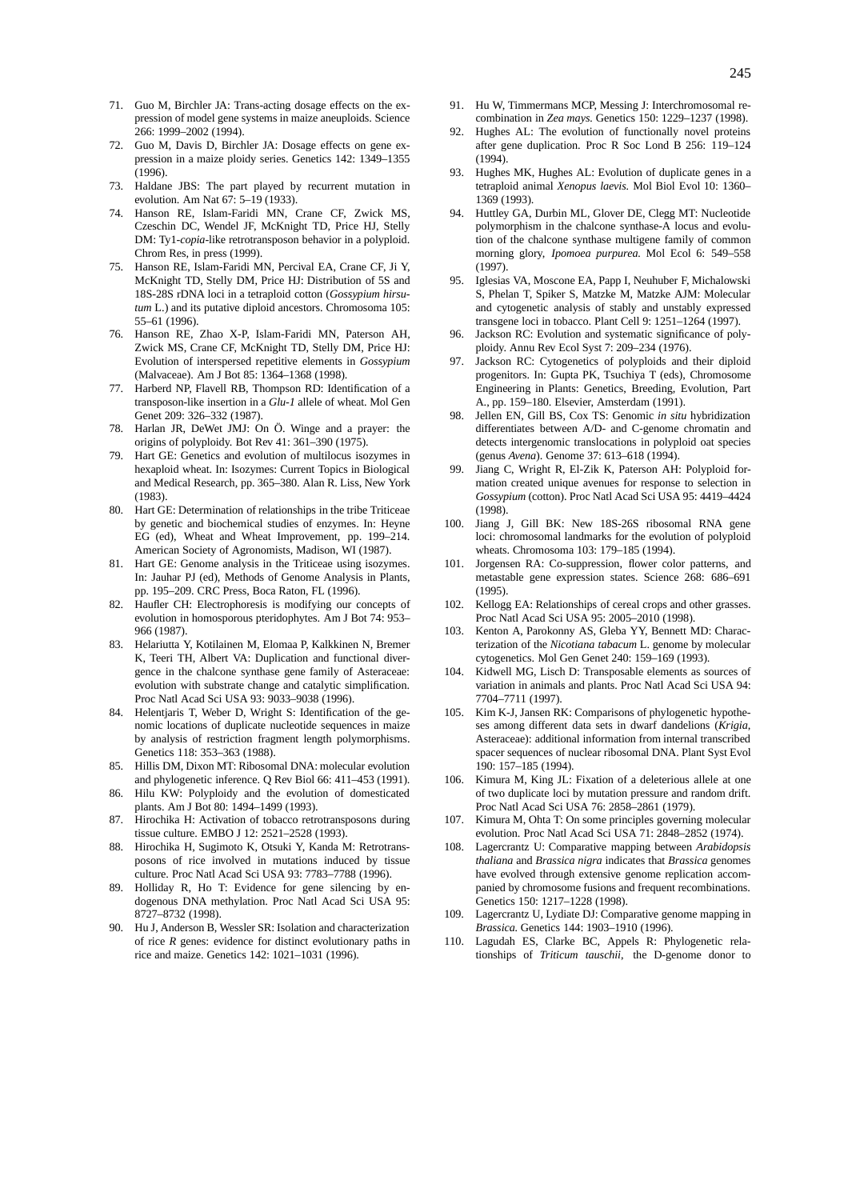71. Guo M, Birchler JA: Trans-acting dosage effects on the expression of model gene systems in maize aneuploids. Science 266: 1999–2002 (1994).
72. Guo M, Davis D, Birchler JA: Dosage effects on gene expression in a maize ploidy series. Genetics 142: 1349–1355 (1996).
73. Haldane JBS: The part played by recurrent mutation in evolution. Am Nat 67: 5–19 (1933).
74. Hanson RE, Islam-Faridi MN, Crane CF, Zwick MS, Czeschin DC, Wendel JF, McKnight TD, Price HJ, Stelly DM: Ty1-*copia*-like retrotransposon behavior in a polyploid. Chrom Res, in press (1999).
75. Hanson RE, Islam-Faridi MN, Percival EA, Crane CF, Ji Y, McKnight TD, Stelly DM, Price HJ: Distribution of 5S and 18S-28S rDNA loci in a tetraploid cotton (*Gossypium hirsutum* L.) and its putative diploid ancestors. Chromosoma 105: 55–61 (1996).
76. Hanson RE, Zhao X-P, Islam-Faridi MN, Paterson AH, Zwick MS, Crane CF, McKnight TD, Stelly DM, Price HJ: Evolution of interspersed repetitive elements in *Gossypium* (Malvaceae). Am J Bot 85: 1364–1368 (1998).
77. Harberd NP, Flavell RB, Thompson RD: Identification of a transposon-like insertion in a *Glu-1* allele of wheat. Mol Gen Genet 209: 326–332 (1987).
78. Harlan JR, DeWet JMJ: On Ö. Winge and a prayer: the origins of polyploidy. Bot Rev 41: 361–390 (1975).
79. Hart GE: Genetics and evolution of multilocus isozymes in hexaploid wheat. In: Isozymes: Current Topics in Biological and Medical Research, pp. 365–380. Alan R. Liss, New York (1983).
80. Hart GE: Determination of relationships in the tribe Triticeae by genetic and biochemical studies of enzymes. In: Heyne EG (ed), Wheat and Wheat Improvement, pp. 199–214. American Society of Agronomists, Madison, WI (1987).
81. Hart GE: Genome analysis in the Triticeae using isozymes. In: Jauhar PJ (ed), Methods of Genome Analysis in Plants, pp. 195–209. CRC Press, Boca Raton, FL (1996).
82. Haufler CH: Electrophoresis is modifying our concepts of evolution in homosporous pteridophytes. Am J Bot 74: 953–966 (1987).
83. Helariutta Y, Kotilainen M, Elomaa P, Kalkkinen N, Bremer K, Teeri TH, Albert VA: Duplication and functional divergence in the chalcone synthase gene family of Asteraceae: evolution with substrate change and catalytic simplification. Proc Natl Acad Sci USA 93: 9033–9038 (1996).
84. Helentjaris T, Weber D, Wright S: Identification of the genomic locations of duplicate nucleotide sequences in maize by analysis of restriction fragment length polymorphisms. Genetics 118: 353–363 (1988).
85. Hillis DM, Dixon MT: Ribosomal DNA: molecular evolution and phylogenetic inference. Q Rev Biol 66: 411–453 (1991).
86. Hilu KW: Polyploidy and the evolution of domesticated plants. Am J Bot 80: 1494–1499 (1993).
87. Hirochika H: Activation of tobacco retrotransposons during tissue culture. EMBO J 12: 2521–2528 (1993).
88. Hirochika H, Sugimoto K, Otsuki Y, Kanda M: Retrotransposons of rice involved in mutations induced by tissue culture. Proc Natl Acad Sci USA 93: 7783–7788 (1996).
89. Holliday R, Ho T: Evidence for gene silencing by endogenous DNA methylation. Proc Natl Acad Sci USA 95: 8727–8732 (1998).
90. Hu J, Anderson B, Wessler SR: Isolation and characterization of rice *R* genes: evidence for distinct evolutionary paths in rice and maize. Genetics 142: 1021–1031 (1996).
91. Hu W, Timmermans MCP, Messing J: Interchromosomal recombination in *Zea mays*. Genetics 150: 1229–1237 (1998).
92. Hughes AL: The evolution of functionally novel proteins after gene duplication. Proc R Soc Lond B 256: 119–124 (1994).
93. Hughes MK, Hughes AL: Evolution of duplicate genes in a tetraploid animal *Xenopus laevis*. Mol Biol Evol 10: 1360–1369 (1993).
94. Huttley GA, Durbin ML, Glover DE, Clegg MT: Nucleotide polymorphism in the chalcone synthase-A locus and evolution of the chalcone synthase multigene family of common morning glory, *Ipomoea purpurea*. Mol Ecol 6: 549–558 (1997).
95. Iglesias VA, Moscone EA, Papp I, Neuhuber F, Michalowski S, Phelan T, Spiker S, Matzke M, Matzke AJM: Molecular and cytogenetic analysis of stably and unstably expressed transgene loci in tobacco. Plant Cell 9: 1251–1264 (1997).
96. Jackson RC: Evolution and systematic significance of polyploidy. Annu Rev Ecol Syst 7: 209–234 (1976).
97. Jackson RC: Cytogenetics of polyploids and their diploid progenitors. In: Gupta PK, Tsuchiya T (eds), Chromosome Engineering in Plants: Genetics, Breeding, Evolution, Part A., pp. 159–180. Elsevier, Amsterdam (1991).
98. Jellen EN, Gill BS, Cox TS: Genomic *in situ* hybridization differentiates between A/D- and C-genome chromatin and detects intergenomic translocations in polyploid oat species (genus *Avena*). Genome 37: 613–618 (1994).
99. Jiang C, Wright R, El-Zik K, Paterson AH: Polyploid formation created unique avenues for response to selection in *Gossypium* (cotton). Proc Natl Acad Sci USA 95: 4419–4424 (1998).
100. Jiang J, Gill BK: New 18S-26S ribosomal RNA gene loci: chromosomal landmarks for the evolution of polyploid wheats. Chromosoma 103: 179–185 (1994).
101. Jorgensen RA: Co-suppression, flower color patterns, and metastable gene expression states. Science 268: 686–691 (1995).
102. Kellogg EA: Relationships of cereal crops and other grasses. Proc Natl Acad Sci USA 95: 2005–2010 (1998).
103. Kenton A, Parokonny AS, Gleba YY, Bennett MD: Characterization of the *Nicotiana tabacum* L. genome by molecular cytogenetics. Mol Gen Genet 240: 159–169 (1993).
104. Kidwell MG, Lisch D: Transposable elements as sources of variation in animals and plants. Proc Natl Acad Sci USA 94: 7704–7711 (1997).
105. Kim K-J, Jansen RK: Comparisons of phylogenetic hypotheses among different data sets in dwarf dandelions (*Krigia*, Asteraceae): additional information from internal transcribed spacer sequences of nuclear ribosomal DNA. Plant Syst Evol 190: 157–185 (1994).
106. Kimura M, King JL: Fixation of a deleterious allele at one of two duplicate loci by mutation pressure and random drift. Proc Natl Acad Sci USA 76: 2858–2861 (1979).
107. Kimura M, Ohta T: On some principles governing molecular evolution. Proc Natl Acad Sci USA 71: 2848–2852 (1974).
108. Lagercrantz U: Comparative mapping between *Arabidopsis thaliana* and *Brassica nigra* indicates that *Brassica* genomes have evolved through extensive genome replication accompanied by chromosome fusions and frequent recombinations. Genetics 150: 1217–1228 (1998).
109. Lagercrantz U, Lydiate DJ: Comparative genome mapping in *Brassica*. Genetics 144: 1903–1910 (1996).
110. Lagudah ES, Clarke BC, Appels R: Phylogenetic relationships of *Triticum tauschii*, the D-genome donor to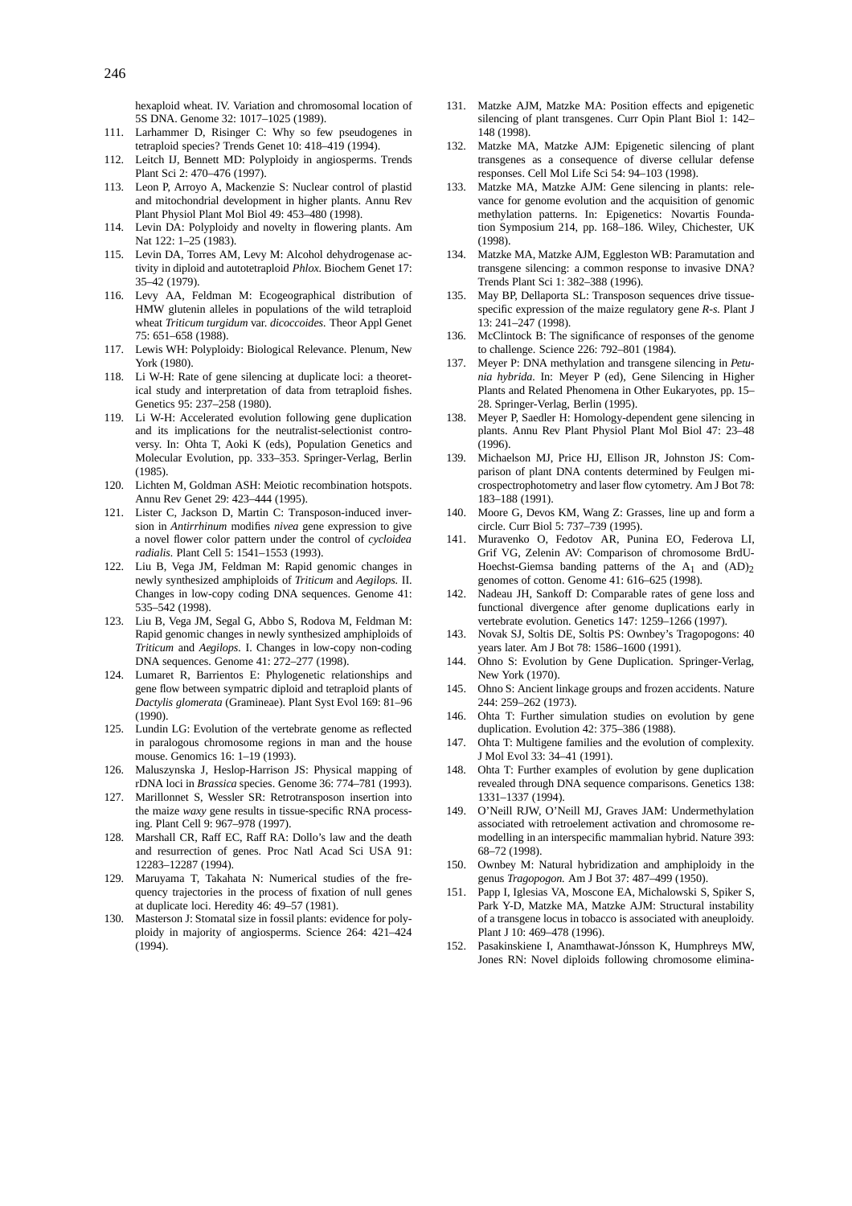hexaploid wheat. IV. Variation and chromosomal location of 5S DNA. Genome 32: 1017–1025 (1989).

111. Larhammer D, Risinger C: Why so few pseudogenes in tetraploid species? Trends Genet 10: 418–419 (1994).
112. Leitch IJ, Bennett MD: Polyploidy in angiosperms. Trends Plant Sci 2: 470–476 (1997).
113. Leon P, Arroyo A, Mackenzie S: Nuclear control of plastid and mitochondrial development in higher plants. Annu Rev Plant Physiol Plant Mol Biol 49: 453–480 (1998).
114. Levin DA: Polyploidy and novelty in flowering plants. Am Nat 122: 1–25 (1983).
115. Levin DA, Torres AM, Levy M: Alcohol dehydrogenase activity in diploid and autotetraploid *Phlox*. Biochem Genet 17: 35–42 (1979).
116. Levy AA, Feldman M: Ecogeographical distribution of HMW glutenin alleles in populations of the wild tetraploid wheat *Triticum turgidum* var. *dicoccoides*. Theor Appl Genet 75: 651–658 (1988).
117. Lewis WH: Polyploidy: Biological Relevance. Plenum, New York (1980).
118. Li W-H: Rate of gene silencing at duplicate loci: a theoretical study and interpretation of data from tetraploid fishes. Genetics 95: 237–258 (1980).
119. Li W-H: Accelerated evolution following gene duplication and its implications for the neutralist-selectionist controversy. In: Ohta T, Aoki K (eds), Population Genetics and Molecular Evolution, pp. 333–353. Springer-Verlag, Berlin (1985).
120. Lichten M, Goldman ASH: Meiotic recombination hotspots. Annu Rev Genet 29: 423–444 (1995).
121. Lister C, Jackson D, Martin C: Transposon-induced inversion in *Antirrhinum* modifies *nivea* gene expression to give a novel flower color pattern under the control of *cycloidea radialis*. Plant Cell 5: 1541–1553 (1993).
122. Liu B, Vega JM, Feldman M: Rapid genomic changes in newly synthesized amphiploids of *Triticum* and *Aegilops*. II. Changes in low-copy coding DNA sequences. Genome 41: 535–542 (1998).
123. Liu B, Vega JM, Segal G, Abbo S, Rodova M, Feldman M: Rapid genomic changes in newly synthesized amphiploids of *Triticum* and *Aegilops*. I. Changes in low-copy non-coding DNA sequences. Genome 41: 272–277 (1998).
124. Lumaret R, Barrientos E: Phylogenetic relationships and gene flow between sympatric diploid and tetraploid plants of *Dactylis glomerata* (Gramineae). Plant Syst Evol 169: 81–96 (1990).
125. Lundin LG: Evolution of the vertebrate genome as reflected in paralogous chromosome regions in man and the house mouse. Genomics 16: 1–19 (1993).
126. Maluszynska J, Heslop-Harrison JS: Physical mapping of rDNA loci in *Brassica* species. Genome 36: 774–781 (1993).
127. Marillonnet S, Wessler SR: Retrotransposon insertion into the maize *waxy* gene results in tissue-specific RNA processing. Plant Cell 9: 967–978 (1997).
128. Marshall CR, Raff EC, Raff RA: Dollo's law and the death and resurrection of genes. Proc Natl Acad Sci USA 91: 12283–12287 (1994).
129. Maruyama T, Takahata N: Numerical studies of the frequency trajectories in the process of fixation of null genes at duplicate loci. Heredity 46: 49–57 (1981).
130. Masterson J: Stomatal size in fossil plants: evidence for polyploidy in majority of angiosperms. Science 264: 421–424 (1994).
131. Matzke AJM, Matzke MA: Position effects and epigenetic silencing of plant transgenes. Curr Opin Plant Biol 1: 142–148 (1998).
132. Matzke MA, Matzke AJM: Epigenetic silencing of plant transgenes as a consequence of diverse cellular defense responses. Cell Mol Life Sci 54: 94–103 (1998).
133. Matzke MA, Matzke AJM: Gene silencing in plants: relevance for genome evolution and the acquisition of genomic methylation patterns. In: Epigenetics: Novartis Foundation Symposium 214, pp. 168–186. Wiley, Chichester, UK (1998).
134. Matzke MA, Matzke AJM, Eggleston WB: Paramutation and transgene silencing: a common response to invasive DNA? Trends Plant Sci 1: 382–388 (1996).
135. May BP, Dellaporta SL: Transposon sequences drive tissue-specific expression of the maize regulatory gene *R-s*. Plant J 13: 241–247 (1998).
136. McClintock B: The significance of responses of the genome to challenge. Science 226: 792–801 (1984).
137. Meyer P: DNA methylation and transgene silencing in *Petunia hybrida*. In: Meyer P (ed), Gene Silencing in Higher Plants and Related Phenomena in Other Eukaryotes, pp. 15–28. Springer-Verlag, Berlin (1995).
138. Meyer P, Saedler H: Homology-dependent gene silencing in plants. Annu Rev Plant Physiol Plant Mol Biol 47: 23–48 (1996).
139. Michaelson MJ, Price HJ, Ellison JR, Johnston JS: Comparison of plant DNA contents determined by Feulgen microspectrophotometry and laser flow cytometry. Am J Bot 78: 183–188 (1991).
140. Moore G, Devos KM, Wang Z: Grasses, line up and form a circle. Curr Biol 5: 737–739 (1995).
141. Muravenko O, Fedotov AR, Punina EO, Federova LI, Grif VG, Zelenin AV: Comparison of chromosome BrdU-Hoechst-Giemsa banding patterns of the $A_1$ and $(AD)_2$ genomes of cotton. Genome 41: 616–625 (1998).
142. Nadeau JH, Sankoff D: Comparable rates of gene loss and functional divergence after genome duplications early in vertebrate evolution. Genetics 147: 1259–1266 (1997).
143. Novak SJ, Soltis DE, Soltis PS: Ownbey's Tragopogons: 40 years later. Am J Bot 78: 1586–1600 (1991).
144. Ohno S: Evolution by Gene Duplication. Springer-Verlag, New York (1970).
145. Ohno S: Ancient linkage groups and frozen accidents. Nature 244: 259–262 (1973).
146. Ohta T: Further simulation studies on evolution by gene duplication. Evolution 42: 375–386 (1988).
147. Ohta T: Multigene families and the evolution of complexity. J Mol Evol 33: 34–41 (1991).
148. Ohta T: Further examples of evolution by gene duplication revealed through DNA sequence comparisons. Genetics 138: 1331–1337 (1994).
149. O'Neill RJW, O'Neill MJ, Graves JAM: Undermethylation associated with retroelement activation and chromosome remodelling in an interspecific mammalian hybrid. Nature 393: 68–72 (1998).
150. Ownbey M: Natural hybridization and amphiploidy in the genus *Tragopogon*. Am J Bot 37: 487–499 (1950).
151. Papp I, Iglesias VA, Moscone EA, Michalowski S, Spiker S, Park Y-D, Matzke MA, Matzke AJM: Structural instability of a transgene locus in tobacco is associated with aneuploidy. Plant J 10: 469–478 (1996).
152. Pasakinskiene I, Anamthawat-Jónsson K, Humphreys MW, Jones RN: Novel diploids following chromosome elimina-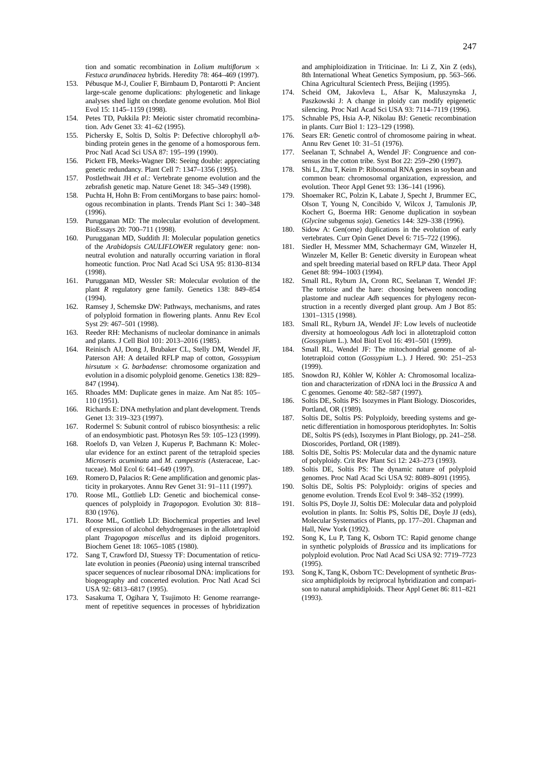tion and somatic recombination in *Lolium multiflorum* × *Festuca arundinacea* hybrids. Heredity 78: 464–469 (1997).

153. Pébusque M-J, Coulier F, Birnbaum D, Pontarotti P: Ancient large-scale genome duplications: phylogenetic and linkage analyses shed light on chordate genome evolution. Mol Biol Evol 15: 1145–1159 (1998).
154. Petes TD, Pukkila PJ: Meiotic sister chromatid recombination. Adv Genet 33: 41–62 (1995).
155. Pichersky E, Soltis D, Soltis P: Defective chlorophyll *a/b*-binding protein genes in the genome of a homosporous fern. Proc Natl Acad Sci USA 87: 195–199 (1990).
156. Pickett FB, Meeks-Wagner DR: Seeing double: appreciating genetic redundancy. Plant Cell 7: 1347–1356 (1995).
157. Postlethwait JH *et al.*: Vertebrate genome evolution and the zebrafish genetic map. Nature Genet 18: 345–349 (1998).
158. Puchta H, Hohn B: From centiMorgans to base pairs: homologous recombination in plants. Trends Plant Sci 1: 340–348 (1996).
159. Purugganan MD: The molecular evolution of development. BioEssays 20: 700–711 (1998).
160. Purugganan MD, Suddith JI: Molecular population genetics of the *Arabidopsis CAULIFLOWER* regulatory gene: nonneutral evolution and naturally occurring variation in floral homeotic function. Proc Natl Acad Sci USA 95: 8130–8134 (1998).
161. Purugganan MD, Wessler SR: Molecular evolution of the plant *R* regulatory gene family. Genetics 138: 849–854 (1994).
162. Ramsey J, Schemske DW: Pathways, mechanisms, and rates of polyploid formation in flowering plants. Annu Rev Ecol Syst 29: 467–501 (1998).
163. Reeder RH: Mechanisms of nucleolar dominance in animals and plants. J Cell Biol 101: 2013–2016 (1985).
164. Reinisch AJ, Dong J, Brubaker CL, Stelly DM, Wendel JF, Paterson AH: A detailed RFLP map of cotton, *Gossypium hirsutum* × *G. barbadense*: chromosome organization and evolution in a disomic polyploid genome. Genetics 138: 829–847 (1994).
165. Rhoades MM: Duplicate genes in maize. Am Nat 85: 105–110 (1951).
166. Richards E: DNA methylation and plant development. Trends Genet 13: 319–323 (1997).
167. Rodermel S: Subunit control of rubisco biosynthesis: a relic of an endosymbiotic past. Photosyn Res 59: 105–123 (1999).
168. Roelofs D, van Velzen J, Kuperus P, Bachmann K: Molecular evidence for an extinct parent of the tetraploid species *Microseris acuminata* and *M. campestris* (Asteraceae, Lactuceae). Mol Ecol 6: 641–649 (1997).
169. Romero D, Palacios R: Gene amplification and genomic plasticity in prokaryotes. Annu Rev Genet 31: 91–111 (1997).
170. Roose ML, Gottlieb LD: Genetic and biochemical consequences of polyploidy in *Tragopogon.* Evolution 30: 818–830 (1976).
171. Roose ML, Gottlieb LD: Biochemical properties and level of expression of alcohol dehydrogenases in the allotetraploid plant *Tragopogon miscellus* and its diploid progenitors. Biochem Genet 18: 1065–1085 (1980).
172. Sang T, Crawford DJ, Stuessy TF: Documentation of reticulate evolution in peonies (*Paeonia*) using internal transcribed spacer sequences of nuclear ribosomal DNA: implications for biogeography and concerted evolution. Proc Natl Acad Sci USA 92: 6813–6817 (1995).
173. Sasakuma T, Ogihara Y, Tsujimoto H: Genome rearrangement of repetitive sequences in processes of hybridization and amphiploidization in Triticinae. In: Li Z, Xin Z (eds), 8th International Wheat Genetics Symposium, pp. 563–566. China Agricultural Scientech Press, Beijing (1995).
174. Scheid OM, Jakovleva L, Afsar K, Maluszynska J, Paszkowski J: A change in ploidy can modify epigenetic silencing. Proc Natl Acad Sci USA 93: 7114–7119 (1996).
175. Schnable PS, Hsia A-P, Nikolau BJ: Genetic recombination in plants. Curr Biol 1: 123–129 (1998).
176. Sears ER: Genetic control of chromosome pairing in wheat. Annu Rev Genet 10: 31–51 (1976).
177. Seelanan T, Schnabel A, Wendel JF: Congruence and consensus in the cotton tribe. Syst Bot 22: 259–290 (1997).
178. Shi L, Zhu T, Keim P: Ribosomal RNA genes in soybean and common bean: chromosomal organization, expression, and evolution. Theor Appl Genet 93: 136–141 (1996).
179. Shoemaker RC, Polzin K, Labate J, Specht J, Brummer EC, Olson T, Young N, Concibido V, Wilcox J, Tamulonis JP, Kochert G, Boerma HR: Genome duplication in soybean (*Glycine* subgenus *soja*). Genetics 144: 329–338 (1996).
180. Sidow A: Gen(ome) duplications in the evolution of early vertebrates. Curr Opin Genet Devel 6: 715–722 (1996).
181. Siedler H, Messmer MM, Schachermayr GM, Winzeler H, Winzeler M, Keller B: Genetic diversity in European wheat and spelt breeding material based on RFLP data. Theor Appl Genet 88: 994–1003 (1994).
182. Small RL, Ryburn JA, Cronn RC, Seelanan T, Wendel JF: The tortoise and the hare: choosing between noncoding plastome and nuclear *Adh* sequences for phylogeny reconstruction in a recently diverged plant group. Am J Bot 85: 1301–1315 (1998).
183. Small RL, Ryburn JA, Wendel JF: Low levels of nucleotide diversity at homoeologous *Adh* loci in allotetraploid cotton (*Gossypium* L.). Mol Biol Evol 16: 491–501 (1999).
184. Small RL, Wendel JF: The mitochondrial genome of allotetraploid cotton (*Gossypium* L.). J Hered. 90: 251–253 (1999).
185. Snowdon RJ, Köhler W, Köhler A: Chromosomal localization and characterization of rDNA loci in the *Brassica* A and C genomes. Genome 40: 582–587 (1997).
186. Soltis DE, Soltis PS: Isozymes in Plant Biology. Dioscorides, Portland, OR (1989).
187. Soltis DE, Soltis PS: Polyploidy, breeding systems and genetic differentiation in homosporous pteridophytes. In: Soltis DE, Soltis PS (eds), Isozymes in Plant Biology, pp. 241–258. Dioscorides, Portland, OR (1989).
188. Soltis DE, Soltis PS: Molecular data and the dynamic nature of polyploidy. Crit Rev Plant Sci 12: 243–273 (1993).
189. Soltis DE, Soltis PS: The dynamic nature of polyploid genomes. Proc Natl Acad Sci USA 92: 8089–8091 (1995).
190. Soltis DE, Soltis PS: Polyploidy: origins of species and genome evolution. Trends Ecol Evol 9: 348–352 (1999).
191. Soltis PS, Doyle JJ, Soltis DE: Molecular data and polyploid evolution in plants. In: Soltis PS, Soltis DE, Doyle JJ (eds), Molecular Systematics of Plants, pp. 177–201. Chapman and Hall, New York (1992).
192. Song K, Lu P, Tang K, Osborn TC: Rapid genome change in synthetic polyploids of *Brassica* and its implications for polyploid evolution. Proc Natl Acad Sci USA 92: 7719–7723 (1995).
193. Song K, Tang K, Osborn TC: Development of synthetic *Brassica* amphidiploids by reciprocal hybridization and comparison to natural amphidiploids. Theor Appl Genet 86: 811–821 (1993).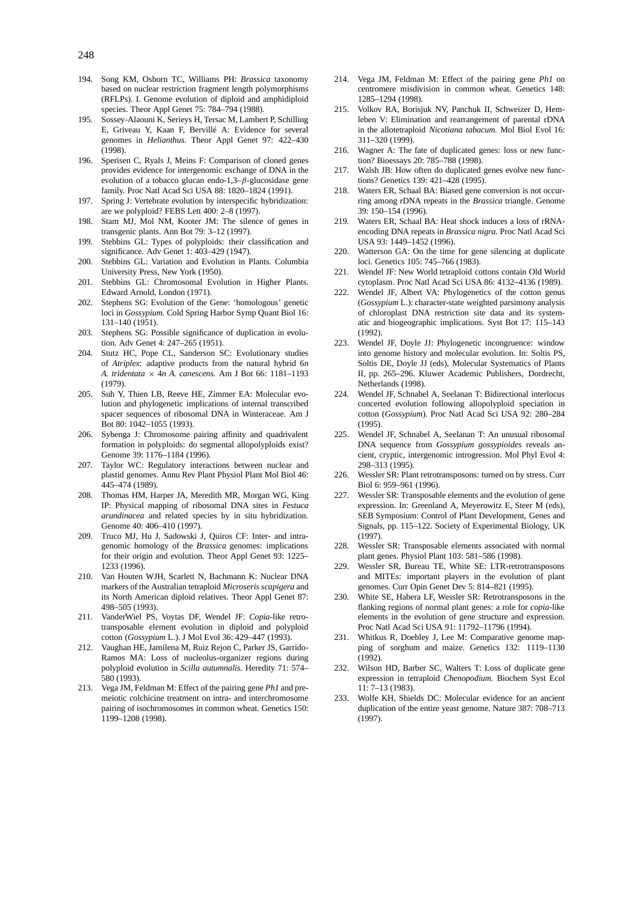194. Song KM, Osborn TC, Williams PH: *Brassica* taxonomy based on nuclear restriction fragment length polymorphisms (RFLPs). I. Genome evolution of diploid and amphidiploid species. Theor Appl Genet 75: 784–794 (1988).
195. Sossey-Alaouni K, Serieys H, Tersac M, Lambert P, Schilling E, Griveau Y, Kaan F, Bervillé A: Evidence for several genomes in *Helianthus.* Theor Appl Genet 97: 422–430 (1998).
196. Sperisen C, Ryals J, Meins F: Comparison of cloned genes provides evidence for intergenomic exchange of DNA in the evolution of a tobacco glucan endo-1,3–$\beta$-glucosidase gene family. Proc Natl Acad Sci USA 88: 1820–1824 (1991).
197. Spring J: Vertebrate evolution by interspecific hybridization: are we polyploid? FEBS Lett 400: 2–8 (1997).
198. Stam MJ, Mol NM, Kooter JM: The silence of genes in transgenic plants. Ann Bot 79: 3–12 (1997).
199. Stebbins GL: Types of polyploids: their classification and significance. Adv Genet 1: 403–429 (1947).
200. Stebbins GL: Variation and Evolution in Plants. Columbia University Press, New York (1950).
201. Stebbins GL: Chromosomal Evolution in Higher Plants. Edward Arnold, London (1971).
202. Stephens SG: Evolution of the Gene: 'homologous' genetic loci in *Gossypium.* Cold Spring Harbor Symp Quant Biol 16: 131–140 (1951).
203. Stephens SG: Possible significance of duplication in evolution. Adv Genet 4: 247–265 (1951).
204. Stutz HC, Pope CL, Sanderson SC: Evolutionary studies of *Atriplex*: adaptive products from the natural hybrid 6*n* *A. tridentata* × 4*n* *A. canescens.* Am J Bot 66: 1181–1193 (1979).
205. Suh Y, Thien LB, Reeve HE, Zimmer EA: Molecular evolution and phylogenetic implications of internal transcribed spacer sequences of ribosomal DNA in Winteraceae. Am J Bot 80: 1042–1055 (1993).
206. Sybenga J: Chromosome pairing affinity and quadrivalent formation in polyploids: do segmental allopolyploids exist? Genome 39: 1176–1184 (1996).
207. Taylor WC: Regulatory interactions between nuclear and plastid genomes. Annu Rev Plant Physiol Plant Mol Biol 46: 445–474 (1989).
208. Thomas HM, Harper JA, Meredith MR, Morgan WG, King IP: Physical mapping of ribosomal DNA sites in *Festuca arundinacea* and related species by in situ hybridization. Genome 40: 406–410 (1997).
209. Truco MJ, Hu J, Sadowski J, Quiros CF: Inter- and intragenomic homology of the *Brassica* genomes: implications for their origin and evolution. Theor Appl Genet 93: 1225–1233 (1996).
210. Van Houten WJH, Scarlett N, Bachmann K: Nuclear DNA markers of the Australian tetraploid *Microseris scapigera* and its North American diploid relatives. Theor Appl Genet 87: 498–505 (1993).
211. VanderWiel PS, Voytas DF, Wendel JF: *Copia*-like retrotransposable element evolution in diploid and polyploid cotton (*Gossypium* L.). J Mol Evol 36: 429–447 (1993).
212. Vaughan HE, Jamilena M, Ruiz Rejon C, Parker JS, Garrido-Ramos MA: Loss of nucleolus-organizer regions during polyploid evolution in *Scilla autumnalis.* Heredity 71: 574–580 (1993).
213. Vega JM, Feldman M: Effect of the pairing gene *Ph1* and premeiotic colchicine treatment on intra- and interchromosome pairing of isochromosomes in common wheat. Genetics 150: 1199–1208 (1998).
214. Vega JM, Feldman M: Effect of the pairing gene *Ph1* on centromere misdivision in common wheat. Genetics 148: 1285–1294 (1998).
215. Volkov RA, Borisjuk NV, Panchuk II, Schweizer D, Hemleben V: Elimination and rearrangement of parental rDNA in the allotetraploid *Nicotiana tabacum.* Mol Biol Evol 16: 311–320 (1999).
216. Wagner A: The fate of duplicated genes: loss or new function? Bioessays 20: 785–788 (1998).
217. Walsh JB: How often do duplicated genes evolve new functions? Genetics 139: 421–428 (1995).
218. Waters ER, Schaal BA: Biased gene conversion is not occurring among rDNA repeats in the *Brassica* triangle. Genome 39: 150–154 (1996).
219. Waters ER, Schaal BA: Heat shock induces a loss of rRNA-encoding DNA repeats in *Brassica nigra.* Proc Natl Acad Sci USA 93: 1449–1452 (1996).
220. Watterson GA: On the time for gene silencing at duplicate loci. Genetics 105: 745–766 (1983).
221. Wendel JF: New World tetraploid cottons contain Old World cytoplasm. Proc Natl Acad Sci USA 86: 4132–4136 (1989).
222. Wendel JF, Albert VA: Phylogenetics of the cotton genus (*Gossypium* L.): character-state weighted parsimony analysis of chloroplast DNA restriction site data and its systematic and biogeographic implications. Syst Bot 17: 115–143 (1992).
223. Wendel JF, Doyle JJ: Phylogenetic incongruence: window into genome history and molecular evolution. In: Soltis PS, Soltis DE, Doyle JJ (eds), Molecular Systematics of Plants II, pp. 265–296. Kluwer Academic Publishers, Dordrecht, Netherlands (1998).
224. Wendel JF, Schnabel A, Seelanan T: Bidirectional interlocus concerted evolution following allopolyploid speciation in cotton (*Gossypium*). Proc Natl Acad Sci USA 92: 280–284 (1995).
225. Wendel JF, Schnabel A, Seelanan T: An unusual ribosomal DNA sequence from *Gossypium gossypioides* reveals ancient, cryptic, intergenomic introgression. Mol Phyl Evol 4: 298–313 (1995).
226. Wessler SR: Plant retrotransposons: turned on by stress. Curr Biol 6: 959–961 (1996).
227. Wessler SR: Transposable elements and the evolution of gene expression. In: Greenland A, Meyerowitz E, Steer M (eds), SEB Symposium: Control of Plant Development, Genes and Signals, pp. 115–122. Society of Experimental Biology, UK (1997).
228. Wessler SR: Transposable elements associated with normal plant genes. Physiol Plant 103: 581–586 (1998).
229. Wessler SR, Bureau TE, White SE: LTR-retrotransposons and MITEs: important players in the evolution of plant genomes. Curr Opin Genet Dev 5: 814–821 (1995).
230. White SE, Habera LF, Wessler SR: Retrotransposons in the flanking regions of normal plant genes: a role for *copia*-like elements in the evolution of gene structure and expression. Proc Natl Acad Sci USA 91: 11792–11796 (1994).
231. Whitkus R, Doebley J, Lee M: Comparative genome mapping of sorghum and maize. Genetics 132: 1119–1130 (1992).
232. Wilson HD, Barber SC, Walters T: Loss of duplicate gene expression in tetraploid *Chenopodium.* Biochem Syst Ecol 11: 7–13 (1983).
233. Wolfe KH, Shields DC: Molecular evidence for an ancient duplication of the entire yeast genome. Nature 387: 708–713 (1997).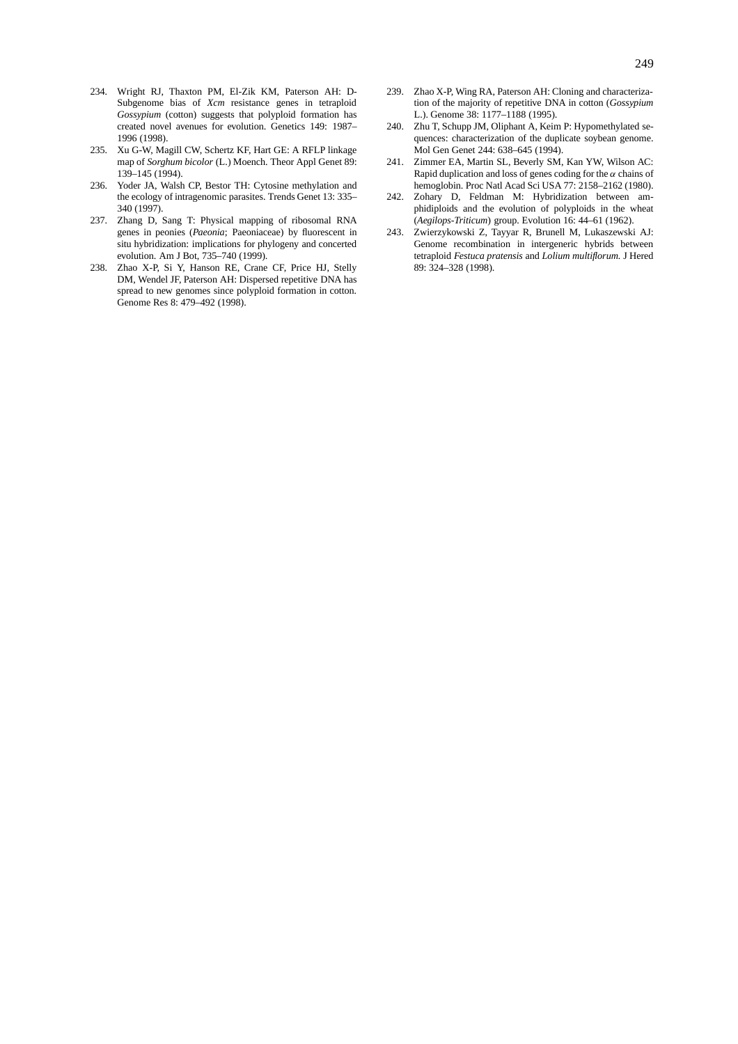234. Wright RJ, Thaxton PM, El-Zik KM, Paterson AH: D-Subgenome bias of *Xcm* resistance genes in tetraploid *Gossypium* (cotton) suggests that polyploid formation has created novel avenues for evolution. Genetics 149: 1987–1996 (1998).
235. Xu G-W, Magill CW, Schertz KF, Hart GE: A RFLP linkage map of *Sorghum bicolor* (L.) Moench. Theor Appl Genet 89: 139–145 (1994).
236. Yoder JA, Walsh CP, Bestor TH: Cytosine methylation and the ecology of intragenomic parasites. Trends Genet 13: 335–340 (1997).
237. Zhang D, Sang T: Physical mapping of ribosomal RNA genes in peonies (*Paeonia*; Paeoniaceae) by fluorescent in situ hybridization: implications for phylogeny and concerted evolution. Am J Bot, 735–740 (1999).
238. Zhao X-P, Si Y, Hanson RE, Crane CF, Price HJ, Stelly DM, Wendel JF, Paterson AH: Dispersed repetitive DNA has spread to new genomes since polyploid formation in cotton. Genome Res 8: 479–492 (1998).
239. Zhao X-P, Wing RA, Paterson AH: Cloning and characterization of the majority of repetitive DNA in cotton (*Gossypium* L.). Genome 38: 1177–1188 (1995).
240. Zhu T, Schupp JM, Oliphant A, Keim P: Hypomethylated sequences: characterization of the duplicate soybean genome. Mol Gen Genet 244: 638–645 (1994).
241. Zimmer EA, Martin SL, Beverly SM, Kan YW, Wilson AC: Rapid duplication and loss of genes coding for the $\alpha$ chains of hemoglobin. Proc Natl Acad Sci USA 77: 2158–2162 (1980).
242. Zohary D, Feldman M: Hybridization between amphidiploids and the evolution of polyploids in the wheat (*Aegilops-Triticum*) group. Evolution 16: 44–61 (1962).
243. Zwierzykowski Z, Tayyar R, Brunell M, Lukaszewski AJ: Genome recombination in intergeneric hybrids between tetraploid *Festuca pratensis* and *Lolium multiflorum.* J Hered 89: 324–328 (1998).